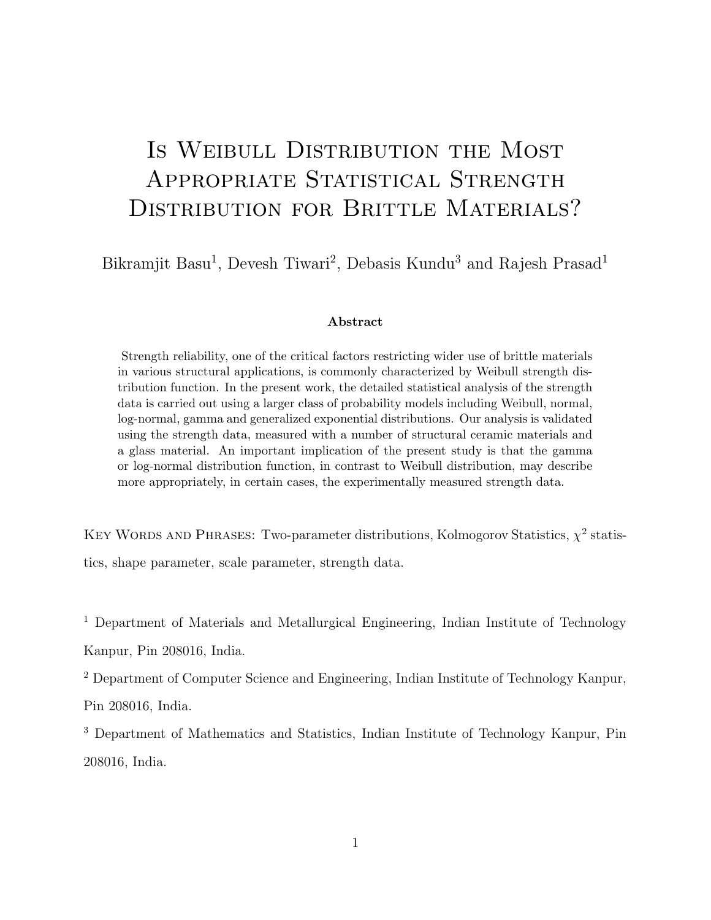# Is Weibull Distribution the Most Appropriate Statistical Strength Distribution for Brittle Materials?

Bikramjit Basu[1], Devesh Tiwari[2], Debasis Kundu[3] and Rajesh Prasad[1]

**Abstract**

Strength reliability, one of the critical factors restricting wider use of brittle materials in various structural applications, is commonly characterized by Weibull strength distribution function. In the present work, the detailed statistical analysis of the strength data is carried out using a larger class of probability models including Weibull, normal, log-normal, gamma and generalized exponential distributions. Our analysis is validated using the strength data, measured with a number of structural ceramic materials and a glass material. An important implication of the present study is that the gamma or log-normal distribution function, in contrast to Weibull distribution, may describe more appropriately, in certain cases, the experimentally measured strength data.

Key Words and Phrases: Two-parameter distributions, Kolmogorov Statistics, $\chi^2$ statistics, shape parameter, scale parameter, strength data.

[1] Department of Materials and Metallurgical Engineering, Indian Institute of Technology Kanpur, Pin 208016, India.

[2] Department of Computer Science and Engineering, Indian Institute of Technology Kanpur, Pin 208016, India.

[3] Department of Mathematics and Statistics, Indian Institute of Technology Kanpur, Pin 208016, India.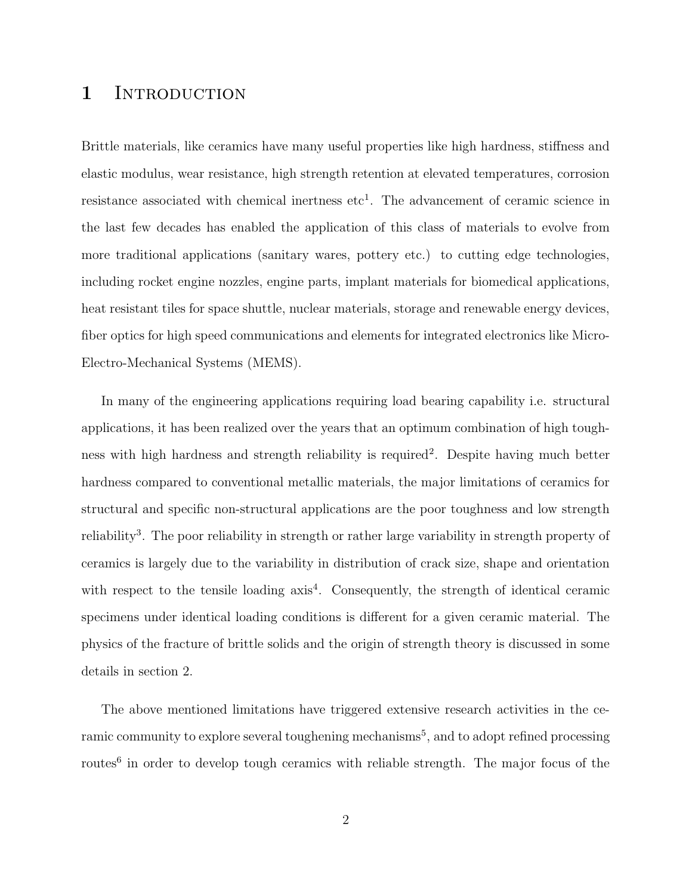# 1 Introduction

Brittle materials, like ceramics have many useful properties like high hardness, stiffness and elastic modulus, wear resistance, high strength retention at elevated temperatures, corrosion resistance associated with chemical inertness etc[1]. The advancement of ceramic science in the last few decades has enabled the application of this class of materials to evolve from more traditional applications (sanitary wares, pottery etc.) to cutting edge technologies, including rocket engine nozzles, engine parts, implant materials for biomedical applications, heat resistant tiles for space shuttle, nuclear materials, storage and renewable energy devices, fiber optics for high speed communications and elements for integrated electronics like Micro-Electro-Mechanical Systems (MEMS).

In many of the engineering applications requiring load bearing capability i.e. structural applications, it has been realized over the years that an optimum combination of high toughness with high hardness and strength reliability is required[2]. Despite having much better hardness compared to conventional metallic materials, the major limitations of ceramics for structural and specific non-structural applications are the poor toughness and low strength reliability[3]. The poor reliability in strength or rather large variability in strength property of ceramics is largely due to the variability in distribution of crack size, shape and orientation with respect to the tensile loading axis[4]. Consequently, the strength of identical ceramic specimens under identical loading conditions is different for a given ceramic material. The physics of the fracture of brittle solids and the origin of strength theory is discussed in some details in section 2.

The above mentioned limitations have triggered extensive research activities in the ceramic community to explore several toughening mechanisms[5], and to adopt refined processing routes[6] in order to develop tough ceramics with reliable strength. The major focus of the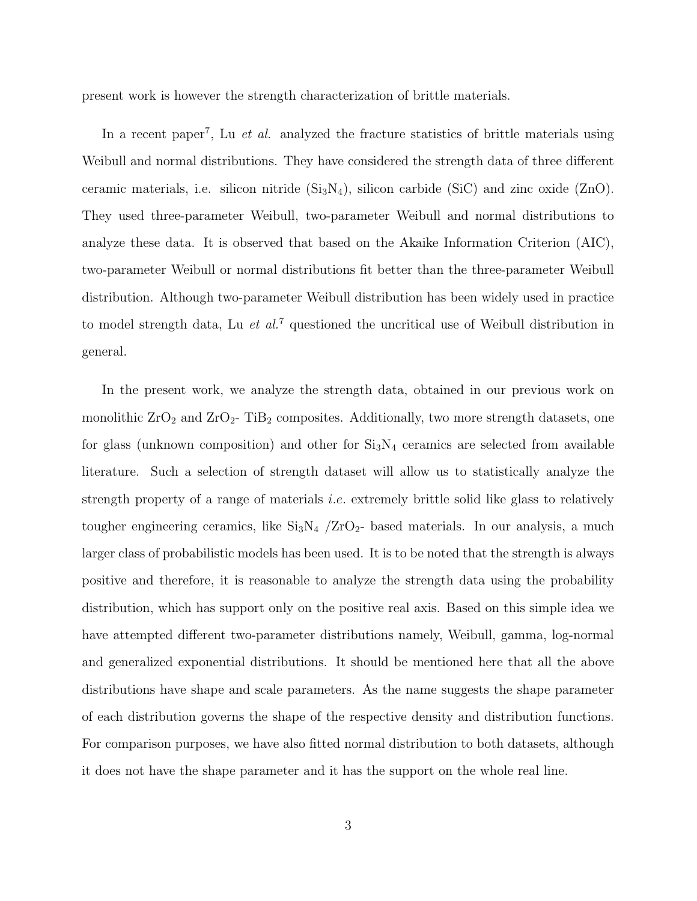present work is however the strength characterization of brittle materials.

In a recent paper[7], Lu *et al.* analyzed the fracture statistics of brittle materials using Weibull and normal distributions. They have considered the strength data of three different ceramic materials, i.e. silicon nitride ($Si_3N_4$), silicon carbide (SiC) and zinc oxide (ZnO). They used three-parameter Weibull, two-parameter Weibull and normal distributions to analyze these data. It is observed that based on the Akaike Information Criterion (AIC), two-parameter Weibull or normal distributions fit better than the three-parameter Weibull distribution. Although two-parameter Weibull distribution has been widely used in practice to model strength data, Lu *et al.*[7] questioned the uncritical use of Weibull distribution in general.

In the present work, we analyze the strength data, obtained in our previous work on monolithic $ZrO_2$ and $ZrO_2$- $TiB_2$ composites. Additionally, two more strength datasets, one for glass (unknown composition) and other for $Si_3N_4$ ceramics are selected from available literature. Such a selection of strength dataset will allow us to statistically analyze the strength property of a range of materials *i.e.* extremely brittle solid like glass to relatively tougher engineering ceramics, like $Si_3N_4$ /$ZrO_2$- based materials. In our analysis, a much larger class of probabilistic models has been used. It is to be noted that the strength is always positive and therefore, it is reasonable to analyze the strength data using the probability distribution, which has support only on the positive real axis. Based on this simple idea we have attempted different two-parameter distributions namely, Weibull, gamma, log-normal and generalized exponential distributions. It should be mentioned here that all the above distributions have shape and scale parameters. As the name suggests the shape parameter of each distribution governs the shape of the respective density and distribution functions. For comparison purposes, we have also fitted normal distribution to both datasets, although it does not have the shape parameter and it has the support on the whole real line.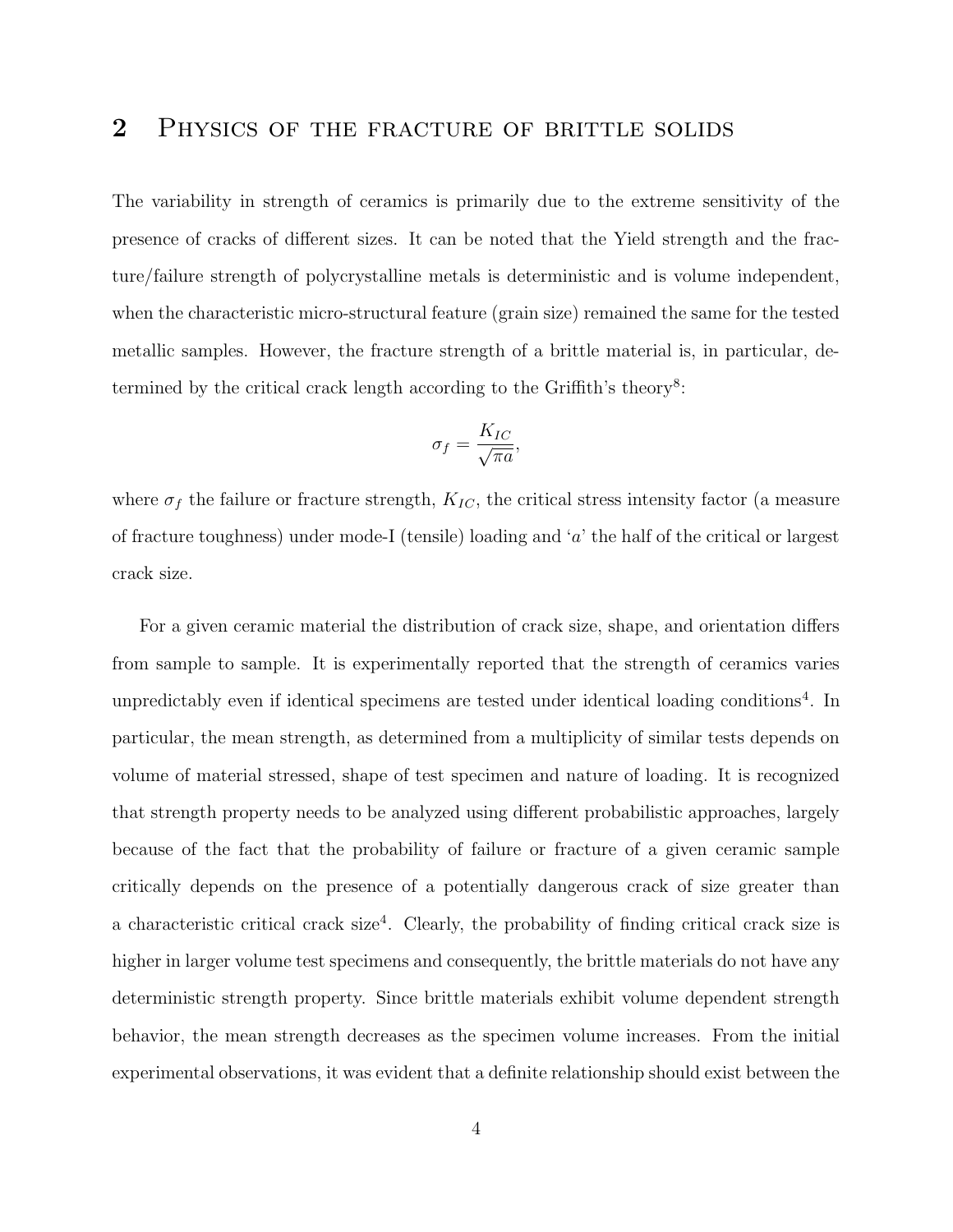## 2 Physics of the fracture of brittle solids

The variability in strength of ceramics is primarily due to the extreme sensitivity of the presence of cracks of different sizes. It can be noted that the Yield strength and the fracture/failure strength of polycrystalline metals is deterministic and is volume independent, when the characteristic micro-structural feature (grain size) remained the same for the tested metallic samples. However, the fracture strength of a brittle material is, in particular, determined by the critical crack length according to the Griffith's theory[8]:

$$\sigma_f = \frac{K_{IC}}{\sqrt{\pi a}},$$

where $\sigma_f$ the failure or fracture strength, $K_{IC}$, the critical stress intensity factor (a measure of fracture toughness) under mode-I (tensile) loading and '$a$' the half of the critical or largest crack size.

For a given ceramic material the distribution of crack size, shape, and orientation differs from sample to sample. It is experimentally reported that the strength of ceramics varies unpredictably even if identical specimens are tested under identical loading conditions[4]. In particular, the mean strength, as determined from a multiplicity of similar tests depends on volume of material stressed, shape of test specimen and nature of loading. It is recognized that strength property needs to be analyzed using different probabilistic approaches, largely because of the fact that the probability of failure or fracture of a given ceramic sample critically depends on the presence of a potentially dangerous crack of size greater than a characteristic critical crack size[4]. Clearly, the probability of finding critical crack size is higher in larger volume test specimens and consequently, the brittle materials do not have any deterministic strength property. Since brittle materials exhibit volume dependent strength behavior, the mean strength decreases as the specimen volume increases. From the initial experimental observations, it was evident that a definite relationship should exist between the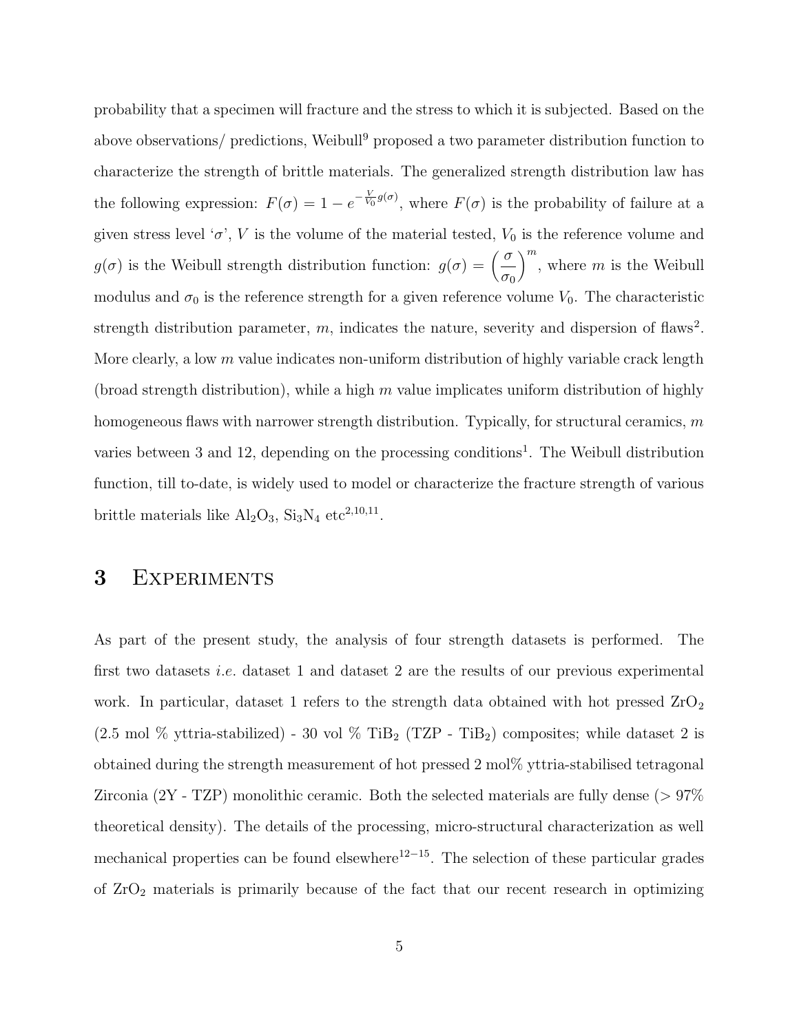probability that a specimen will fracture and the stress to which it is subjected. Based on the above observations/ predictions, Weibull[9] proposed a two parameter distribution function to characterize the strength of brittle materials. The generalized strength distribution law has the following expression: $F(\sigma) = 1 - e^{-\frac{V}{V_0}g(\sigma)}$, where $F(\sigma)$ is the probability of failure at a given stress level '$\sigma$', $V$ is the volume of the material tested, $V_0$ is the reference volume and $g(\sigma)$ is the Weibull strength distribution function: $g(\sigma) = \left(\dfrac{\sigma}{\sigma_0}\right)^m$, where $m$ is the Weibull modulus and $\sigma_0$ is the reference strength for a given reference volume $V_0$. The characteristic strength distribution parameter, $m$, indicates the nature, severity and dispersion of flaws[2]. More clearly, a low $m$ value indicates non-uniform distribution of highly variable crack length (broad strength distribution), while a high $m$ value implicates uniform distribution of highly homogeneous flaws with narrower strength distribution. Typically, for structural ceramics, $m$ varies between 3 and 12, depending on the processing conditions[1]. The Weibull distribution function, till to-date, is widely used to model or characterize the fracture strength of various brittle materials like $Al_2O_3$, $Si_3N_4$ etc[2,10,11].

# 3 Experiments

As part of the present study, the analysis of four strength datasets is performed. The first two datasets *i.e.* dataset 1 and dataset 2 are the results of our previous experimental work. In particular, dataset 1 refers to the strength data obtained with hot pressed $ZrO_2$ (2.5 mol % yttria-stabilized) - 30 vol % $TiB_2$ (TZP - $TiB_2$) composites; while dataset 2 is obtained during the strength measurement of hot pressed 2 mol% yttria-stabilised tetragonal Zirconia (2Y - TZP) monolithic ceramic. Both the selected materials are fully dense (> 97% theoretical density). The details of the processing, micro-structural characterization as well mechanical properties can be found elsewhere[12−15]. The selection of these particular grades of $ZrO_2$ materials is primarily because of the fact that our recent research in optimizing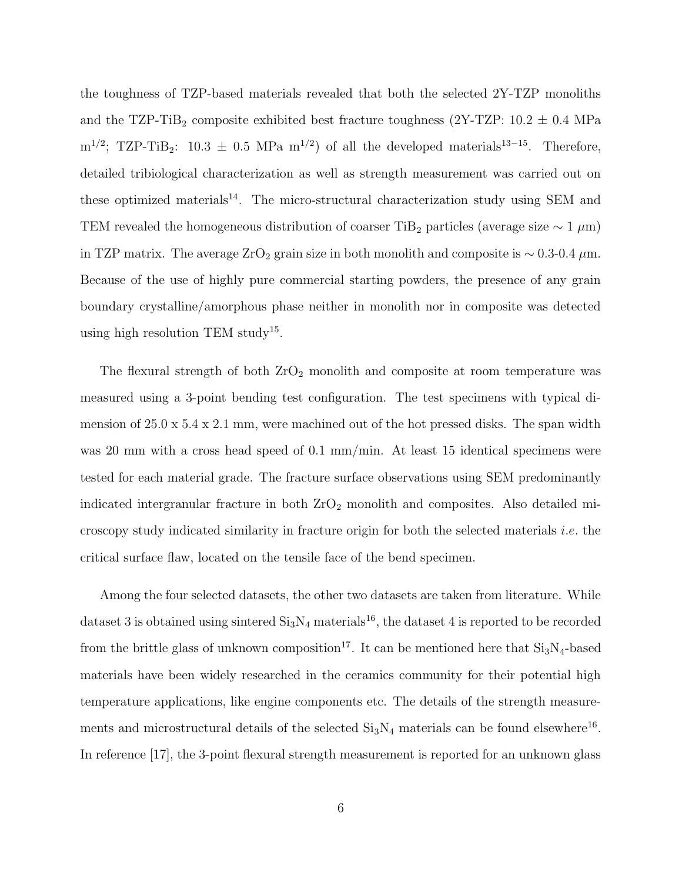the toughness of TZP-based materials revealed that both the selected 2Y-TZP monoliths and the TZP-$TiB_2$ composite exhibited best fracture toughness (2Y-TZP: 10.2 ± 0.4 MPa $m^{1/2}$; TZP-$TiB_2$: 10.3 ± 0.5 MPa $m^{1/2}$) of all the developed materials[13−15]. Therefore, detailed tribiological characterization as well as strength measurement was carried out on these optimized materials[14]. The micro-structural characterization study using SEM and TEM revealed the homogeneous distribution of coarser $TiB_2$ particles (average size ∼ 1 $\mu$m) in TZP matrix. The average $ZrO_2$ grain size in both monolith and composite is ∼ 0.3-0.4 $\mu$m. Because of the use of highly pure commercial starting powders, the presence of any grain boundary crystalline/amorphous phase neither in monolith nor in composite was detected using high resolution TEM study[15].

The flexural strength of both $ZrO_2$ monolith and composite at room temperature was measured using a 3-point bending test configuration. The test specimens with typical dimension of 25.0 x 5.4 x 2.1 mm, were machined out of the hot pressed disks. The span width was 20 mm with a cross head speed of 0.1 mm/min. At least 15 identical specimens were tested for each material grade. The fracture surface observations using SEM predominantly indicated intergranular fracture in both $ZrO_2$ monolith and composites. Also detailed microscopy study indicated similarity in fracture origin for both the selected materials *i.e.* the critical surface flaw, located on the tensile face of the bend specimen.

Among the four selected datasets, the other two datasets are taken from literature. While dataset 3 is obtained using sintered $Si_3N_4$ materials[16], the dataset 4 is reported to be recorded from the brittle glass of unknown composition[17]. It can be mentioned here that $Si_3N_4$-based materials have been widely researched in the ceramics community for their potential high temperature applications, like engine components etc. The details of the strength measurements and microstructural details of the selected $Si_3N_4$ materials can be found elsewhere[16]. In reference [17], the 3-point flexural strength measurement is reported for an unknown glass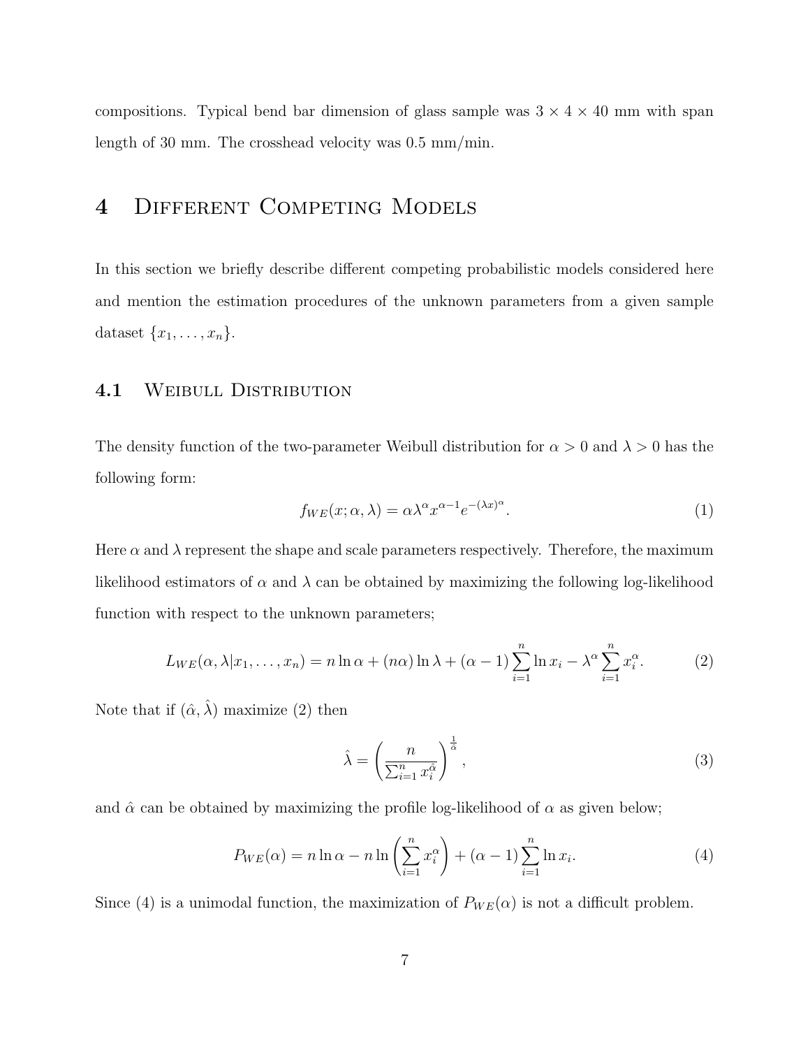compositions. Typical bend bar dimension of glass sample was $3 \times 4 \times 40$ mm with span length of 30 mm. The crosshead velocity was 0.5 mm/min.

# 4 Different Competing Models

In this section we briefly describe different competing probabilistic models considered here and mention the estimation procedures of the unknown parameters from a given sample dataset $\{x_1, \ldots, x_n\}$.

## 4.1 Weibull Distribution

The density function of the two-parameter Weibull distribution for $\alpha > 0$ and $\lambda > 0$ has the following form:

$$f_{WE}(x; \alpha, \lambda) = \alpha \lambda^{\alpha} x^{\alpha - 1} e^{-(\lambda x)^{\alpha}}. \tag{1}$$

Here $\alpha$ and $\lambda$ represent the shape and scale parameters respectively. Therefore, the maximum likelihood estimators of $\alpha$ and $\lambda$ can be obtained by maximizing the following log-likelihood function with respect to the unknown parameters;

$$L_{WE}(\alpha, \lambda | x_1, \ldots, x_n) = n \ln \alpha + (n\alpha) \ln \lambda + (\alpha - 1) \sum_{i=1}^{n} \ln x_i - \lambda^{\alpha} \sum_{i=1}^{n} x_i^{\alpha}. \tag{2}$$

Note that if $(\hat{\alpha}, \hat{\lambda})$ maximize (2) then

$$\hat{\lambda} = \left( \frac{n}{\sum_{i=1}^{n} x_i^{\hat{\alpha}}} \right)^{\frac{1}{\hat{\alpha}}}, \tag{3}$$

and $\hat{\alpha}$ can be obtained by maximizing the profile log-likelihood of $\alpha$ as given below;

$$P_{WE}(\alpha) = n \ln \alpha - n \ln \left( \sum_{i=1}^{n} x_i^{\alpha} \right) + (\alpha - 1) \sum_{i=1}^{n} \ln x_i. \tag{4}$$

Since (4) is a unimodal function, the maximization of $P_{WE}(\alpha)$ is not a difficult problem.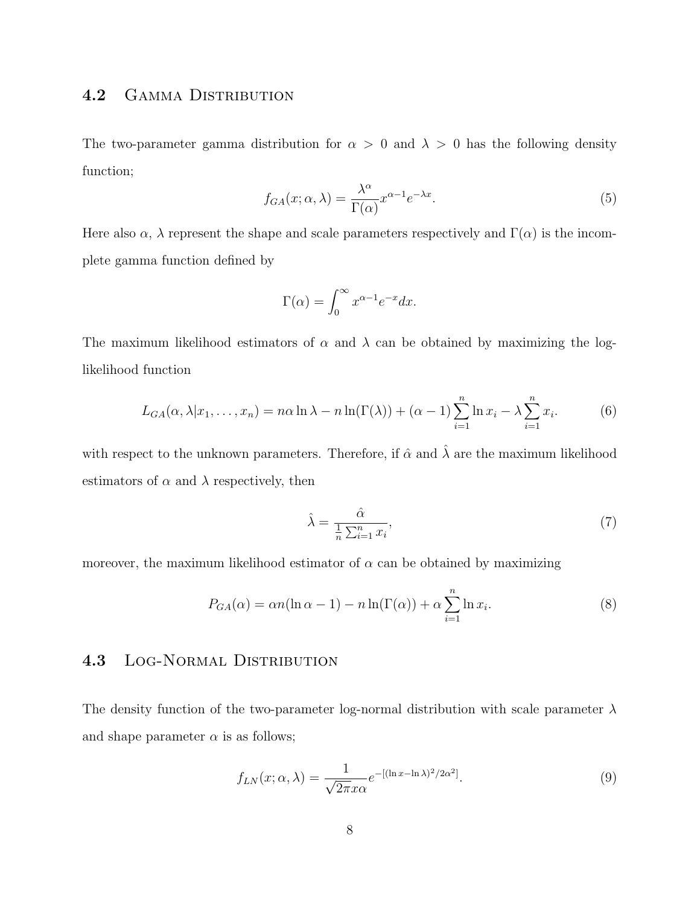### 4.2 Gamma Distribution

The two-parameter gamma distribution for $\alpha > 0$ and $\lambda > 0$ has the following density function;

$$f_{GA}(x; \alpha, \lambda) = \frac{\lambda^{\alpha}}{\Gamma(\alpha)} x^{\alpha-1} e^{-\lambda x}. \tag{5}$$

Here also $\alpha$, $\lambda$ represent the shape and scale parameters respectively and $\Gamma(\alpha)$ is the incomplete gamma function defined by

$$\Gamma(\alpha) = \int_0^{\infty} x^{\alpha-1} e^{-x} dx.$$

The maximum likelihood estimators of $\alpha$ and $\lambda$ can be obtained by maximizing the log-likelihood function

$$L_{GA}(\alpha, \lambda | x_1, \ldots, x_n) = n\alpha \ln \lambda - n \ln(\Gamma(\lambda)) + (\alpha - 1) \sum_{i=1}^{n} \ln x_i - \lambda \sum_{i=1}^{n} x_i. \tag{6}$$

with respect to the unknown parameters. Therefore, if $\hat{\alpha}$ and $\hat{\lambda}$ are the maximum likelihood estimators of $\alpha$ and $\lambda$ respectively, then

$$\hat{\lambda} = \frac{\hat{\alpha}}{\frac{1}{n} \sum_{i=1}^{n} x_i}, \tag{7}$$

moreover, the maximum likelihood estimator of $\alpha$ can be obtained by maximizing

$$P_{GA}(\alpha) = \alpha n(\ln \alpha - 1) - n \ln(\Gamma(\alpha)) + \alpha \sum_{i=1}^{n} \ln x_i. \tag{8}$$

### 4.3 Log-Normal Distribution

The density function of the two-parameter log-normal distribution with scale parameter $\lambda$ and shape parameter $\alpha$ is as follows;

$$f_{LN}(x; \alpha, \lambda) = \frac{1}{\sqrt{2\pi} x \alpha} e^{-[(\ln x - \ln \lambda)^2 / 2\alpha^2]}. \tag{9}$$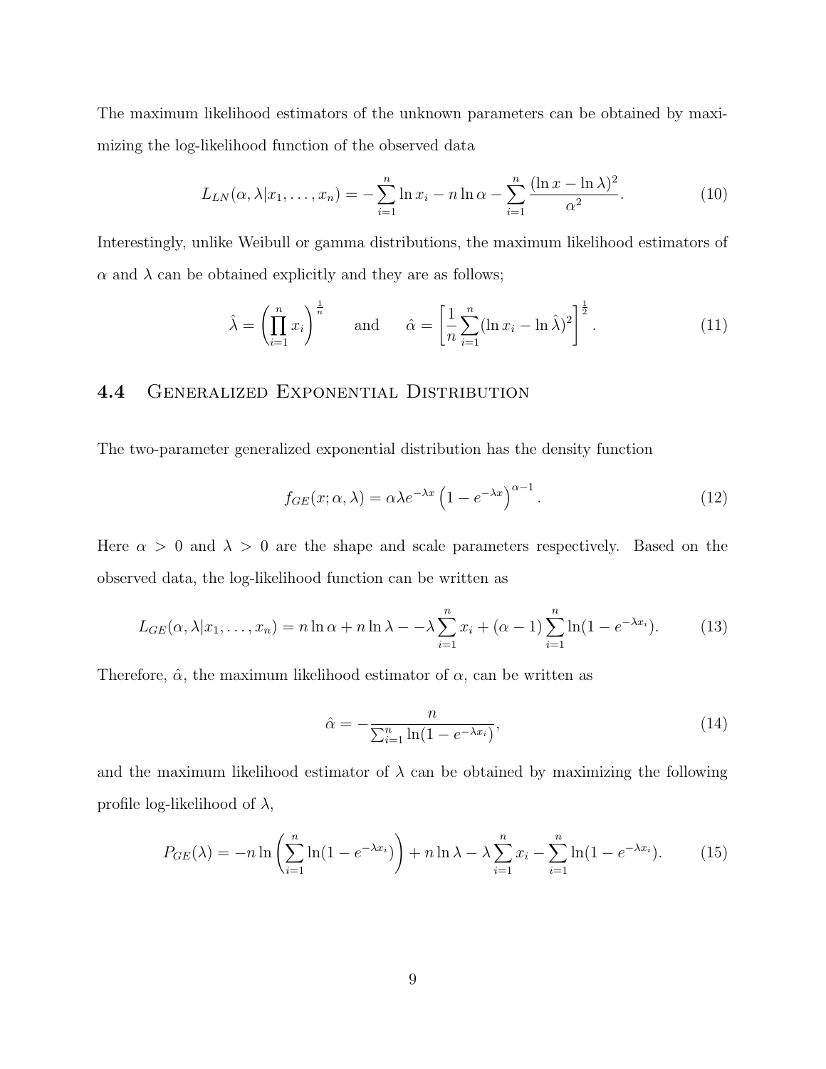The maximum likelihood estimators of the unknown parameters can be obtained by maximizing the log-likelihood function of the observed data

$$L_{LN}(\alpha, \lambda | x_1, \ldots, x_n) = -\sum_{i=1}^{n} \ln x_i - n \ln \alpha - \sum_{i=1}^{n} \frac{(\ln x - \ln \lambda)^2}{\alpha^2}. \tag{10}$$

Interestingly, unlike Weibull or gamma distributions, the maximum likelihood estimators of $\alpha$ and $\lambda$ can be obtained explicitly and they are as follows;

$$\hat{\lambda} = \left( \prod_{i=1}^{n} x_i \right)^{\frac{1}{n}} \qquad \text{and} \qquad \hat{\alpha} = \left[ \frac{1}{n} \sum_{i=1}^{n} (\ln x_i - \ln \hat{\lambda})^2 \right]^{\frac{1}{2}}. \tag{11}$$

## 4.4 Generalized Exponential Distribution

The two-parameter generalized exponential distribution has the density function

$$f_{GE}(x; \alpha, \lambda) = \alpha \lambda e^{-\lambda x} \left( 1 - e^{-\lambda x} \right)^{\alpha - 1}. \tag{12}$$

Here $\alpha > 0$ and $\lambda > 0$ are the shape and scale parameters respectively. Based on the observed data, the log-likelihood function can be written as

$$L_{GE}(\alpha, \lambda | x_1, \ldots, x_n) = n \ln \alpha + n \ln \lambda - -\lambda \sum_{i=1}^{n} x_i + (\alpha - 1) \sum_{i=1}^{n} \ln(1 - e^{-\lambda x_i}). \tag{13}$$

Therefore, $\hat{\alpha}$, the maximum likelihood estimator of $\alpha$, can be written as

$$\hat{\alpha} = -\frac{n}{\sum_{i=1}^{n} \ln(1 - e^{-\lambda x_i})}, \tag{14}$$

and the maximum likelihood estimator of $\lambda$ can be obtained by maximizing the following profile log-likelihood of $\lambda$,

$$P_{GE}(\lambda) = -n \ln \left( \sum_{i=1}^{n} \ln(1 - e^{-\lambda x_i}) \right) + n \ln \lambda - \lambda \sum_{i=1}^{n} x_i - \sum_{i=1}^{n} \ln(1 - e^{-\lambda x_i}). \tag{15}$$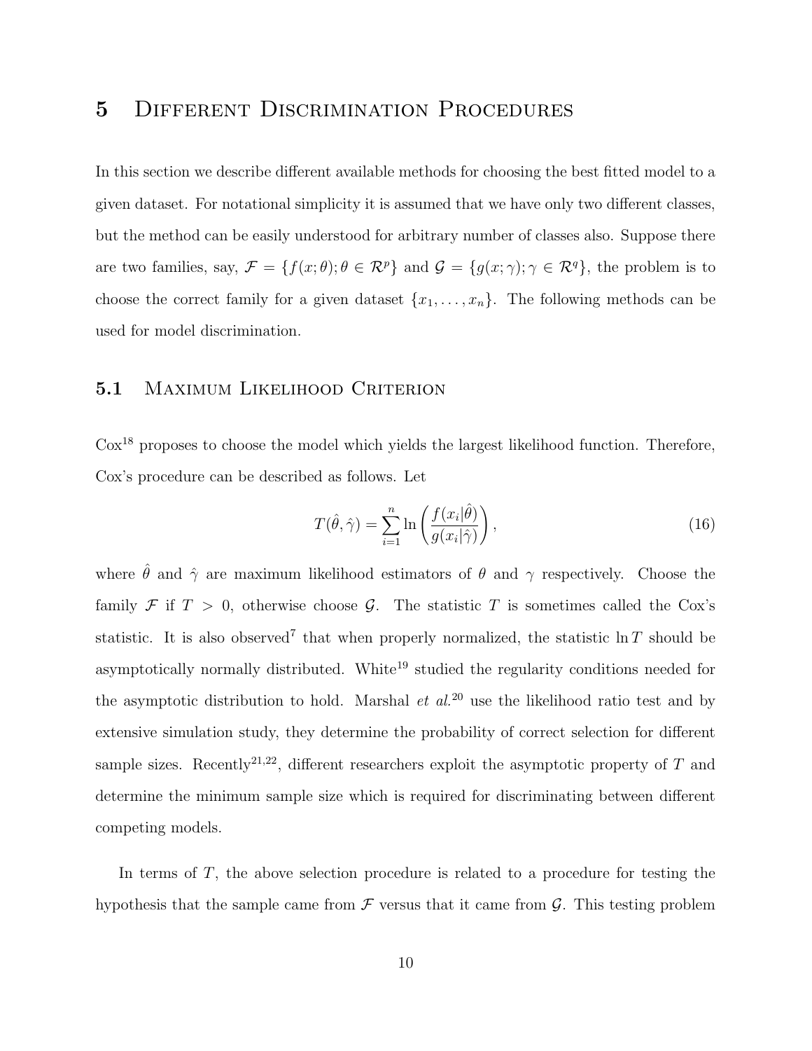# 5 Different Discrimination Procedures

In this section we describe different available methods for choosing the best fitted model to a given dataset. For notational simplicity it is assumed that we have only two different classes, but the method can be easily understood for arbitrary number of classes also. Suppose there are two families, say, $\mathcal{F} = \{f(x;\theta); \theta \in \mathcal{R}^p\}$ and $\mathcal{G} = \{g(x;\gamma); \gamma \in \mathcal{R}^q\}$, the problem is to choose the correct family for a given dataset $\{x_1, \ldots, x_n\}$. The following methods can be used for model discrimination.

## 5.1 Maximum Likelihood Criterion

Cox[18] proposes to choose the model which yields the largest likelihood function. Therefore, Cox's procedure can be described as follows. Let

$$T(\hat{\theta}, \hat{\gamma}) = \sum_{i=1}^{n} \ln\left(\frac{f(x_i|\hat{\theta})}{g(x_i|\hat{\gamma})}\right), \tag{16}$$

where $\hat{\theta}$ and $\hat{\gamma}$ are maximum likelihood estimators of $\theta$ and $\gamma$ respectively. Choose the family $\mathcal{F}$ if $T > 0$, otherwise choose $\mathcal{G}$. The statistic $T$ is sometimes called the Cox's statistic. It is also observed[7] that when properly normalized, the statistic $\ln T$ should be asymptotically normally distributed. White[19] studied the regularity conditions needed for the asymptotic distribution to hold. Marshal *et al.*[20] use the likelihood ratio test and by extensive simulation study, they determine the probability of correct selection for different sample sizes. Recently[21,22], different researchers exploit the asymptotic property of $T$ and determine the minimum sample size which is required for discriminating between different competing models.

In terms of $T$, the above selection procedure is related to a procedure for testing the hypothesis that the sample came from $\mathcal{F}$ versus that it came from $\mathcal{G}$. This testing problem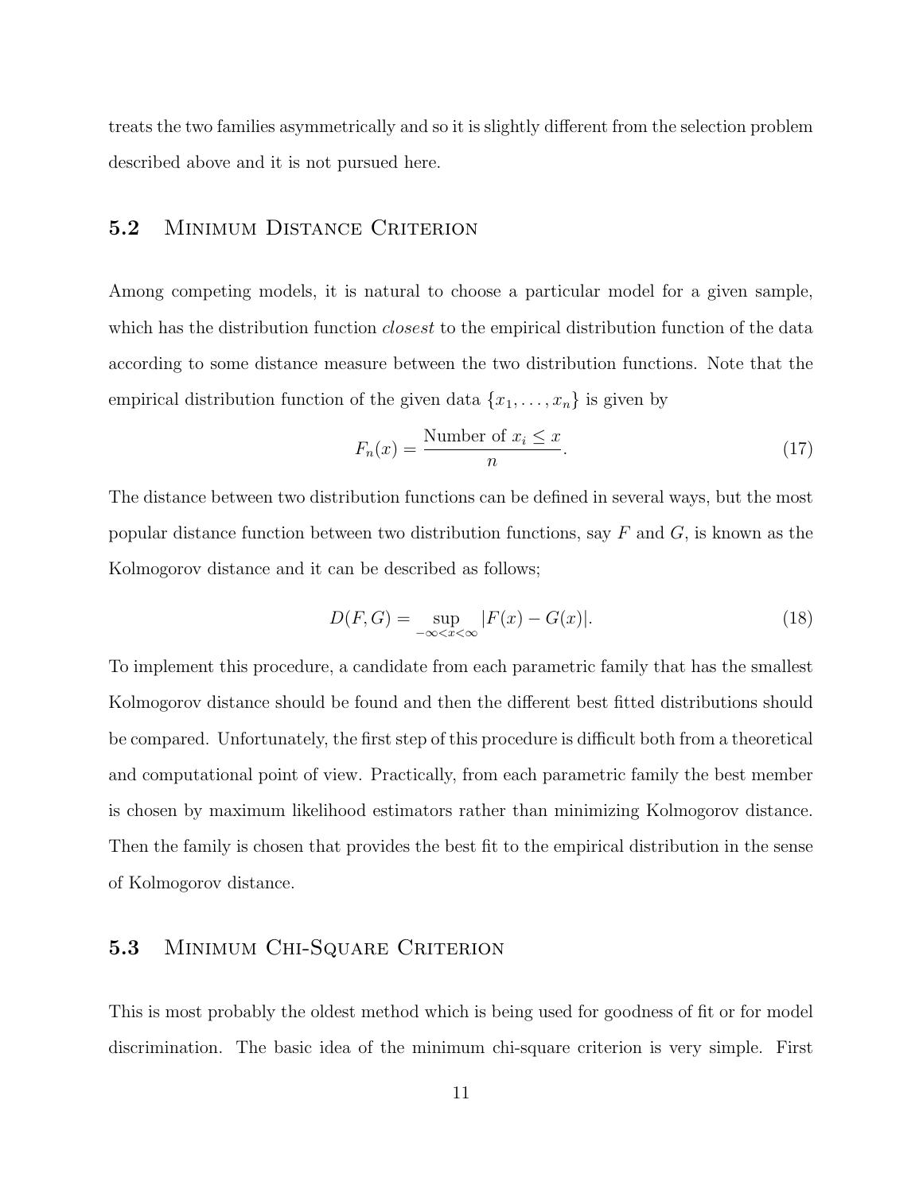treats the two families asymmetrically and so it is slightly different from the selection problem described above and it is not pursued here.

### 5.2 Minimum Distance Criterion

Among competing models, it is natural to choose a particular model for a given sample, which has the distribution function *closest* to the empirical distribution function of the data according to some distance measure between the two distribution functions. Note that the empirical distribution function of the given data $\{x_1, \ldots, x_n\}$ is given by

$$F_n(x) = \frac{\text{Number of } x_i \leq x}{n}. \tag{17}$$

The distance between two distribution functions can be defined in several ways, but the most popular distance function between two distribution functions, say $F$ and $G$, is known as the Kolmogorov distance and it can be described as follows;

$$D(F, G) = \sup_{-\infty < x < \infty} |F(x) - G(x)|. \tag{18}$$

To implement this procedure, a candidate from each parametric family that has the smallest Kolmogorov distance should be found and then the different best fitted distributions should be compared. Unfortunately, the first step of this procedure is difficult both from a theoretical and computational point of view. Practically, from each parametric family the best member is chosen by maximum likelihood estimators rather than minimizing Kolmogorov distance. Then the family is chosen that provides the best fit to the empirical distribution in the sense of Kolmogorov distance.

### 5.3 Minimum Chi-Square Criterion

This is most probably the oldest method which is being used for goodness of fit or for model discrimination. The basic idea of the minimum chi-square criterion is very simple. First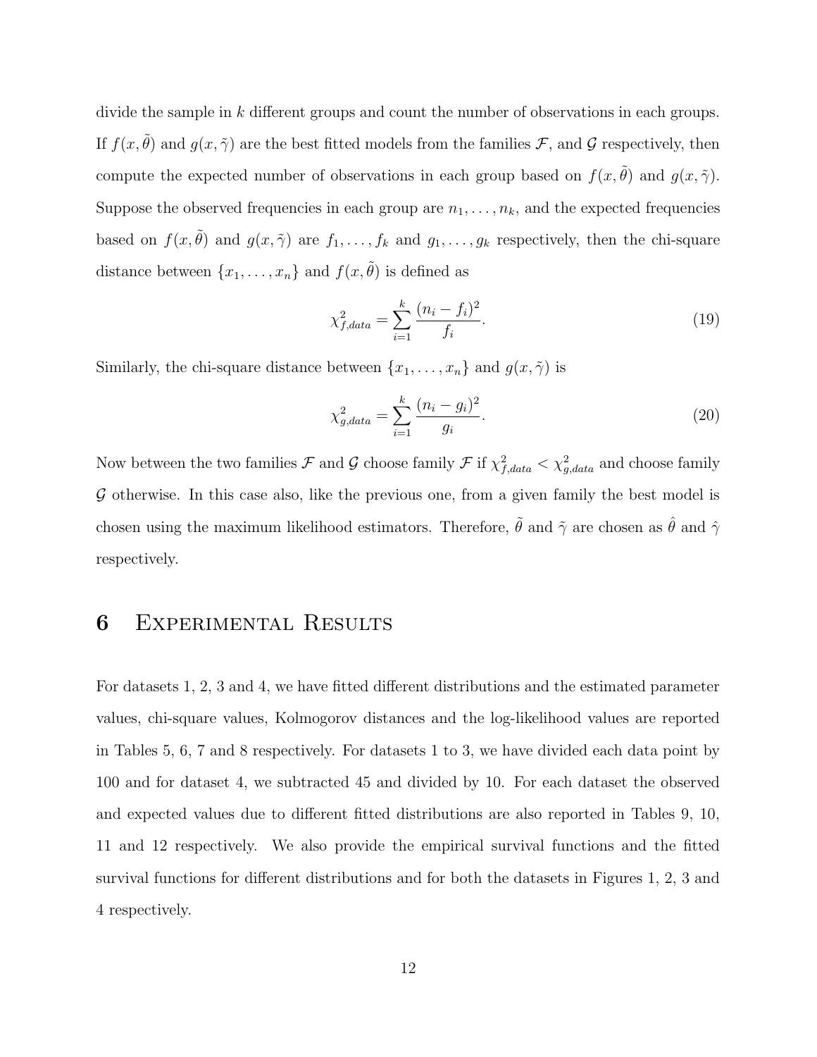divide the sample in $k$ different groups and count the number of observations in each groups. If $f(x, \tilde{\theta})$ and $g(x, \tilde{\gamma})$ are the best fitted models from the families $\mathcal{F}$, and $\mathcal{G}$ respectively, then compute the expected number of observations in each group based on $f(x, \tilde{\theta})$ and $g(x, \tilde{\gamma})$. Suppose the observed frequencies in each group are $n_1, \ldots, n_k$, and the expected frequencies based on $f(x, \tilde{\theta})$ and $g(x, \tilde{\gamma})$ are $f_1, \ldots, f_k$ and $g_1, \ldots, g_k$ respectively, then the chi-square distance between $\{x_1, \ldots, x_n\}$ and $f(x, \tilde{\theta})$ is defined as

$$\chi^2_{f,data} = \sum_{i=1}^{k} \frac{(n_i - f_i)^2}{f_i}. \tag{19}$$

Similarly, the chi-square distance between $\{x_1, \ldots, x_n\}$ and $g(x, \tilde{\gamma})$ is

$$\chi^2_{g,data} = \sum_{i=1}^{k} \frac{(n_i - g_i)^2}{g_i}. \tag{20}$$

Now between the two families $\mathcal{F}$ and $\mathcal{G}$ choose family $\mathcal{F}$ if $\chi^2_{f,data} < \chi^2_{g,data}$ and choose family $\mathcal{G}$ otherwise. In this case also, like the previous one, from a given family the best model is chosen using the maximum likelihood estimators. Therefore, $\tilde{\theta}$ and $\tilde{\gamma}$ are chosen as $\hat{\theta}$ and $\hat{\gamma}$ respectively.

# 6 Experimental Results

For datasets 1, 2, 3 and 4, we have fitted different distributions and the estimated parameter values, chi-square values, Kolmogorov distances and the log-likelihood values are reported in Tables 5, 6, 7 and 8 respectively. For datasets 1 to 3, we have divided each data point by 100 and for dataset 4, we subtracted 45 and divided by 10. For each dataset the observed and expected values due to different fitted distributions are also reported in Tables 9, 10, 11 and 12 respectively. We also provide the empirical survival functions and the fitted survival functions for different distributions and for both the datasets in Figures 1, 2, 3 and 4 respectively.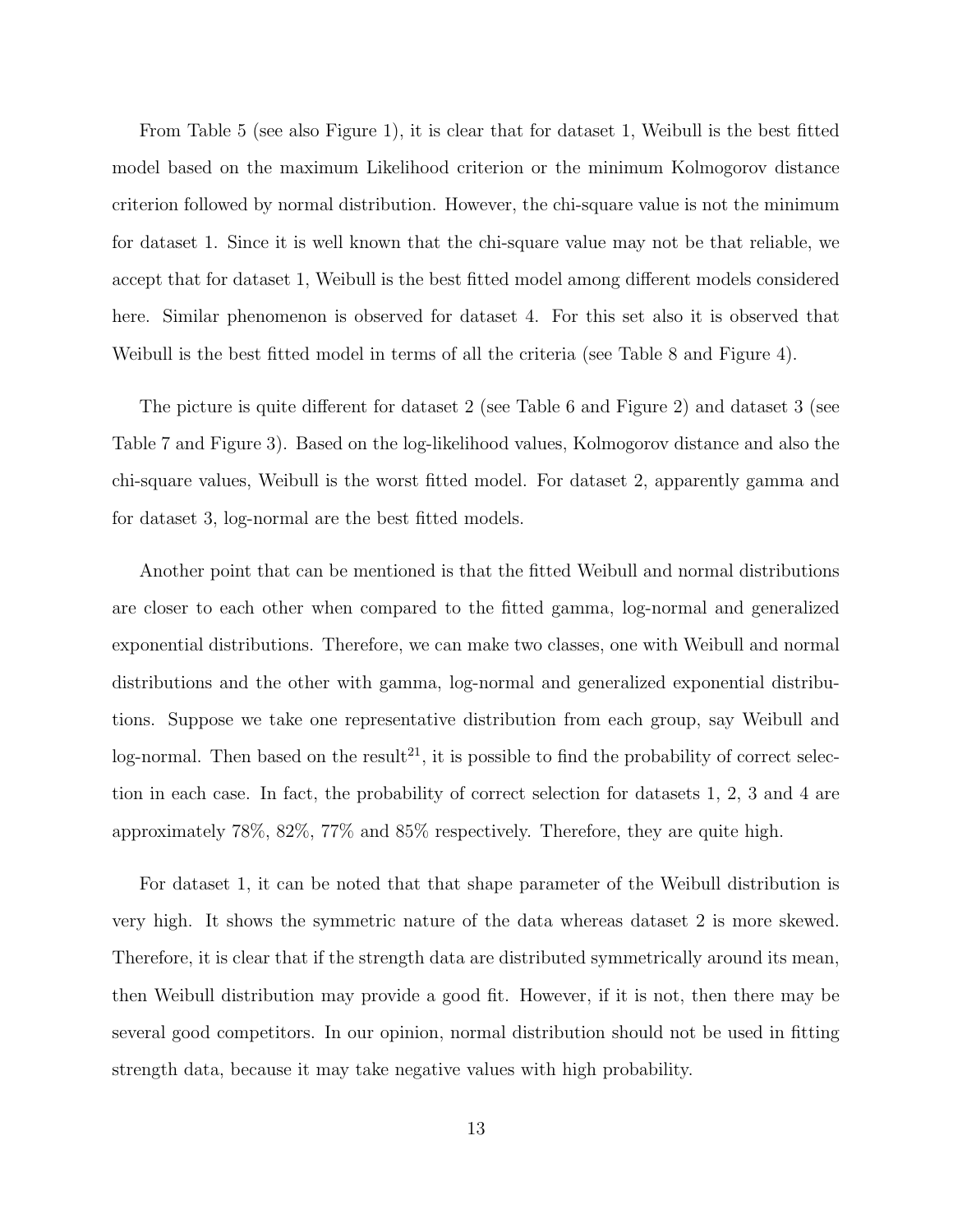From Table 5 (see also Figure 1), it is clear that for dataset 1, Weibull is the best fitted model based on the maximum Likelihood criterion or the minimum Kolmogorov distance criterion followed by normal distribution. However, the chi-square value is not the minimum for dataset 1. Since it is well known that the chi-square value may not be that reliable, we accept that for dataset 1, Weibull is the best fitted model among different models considered here. Similar phenomenon is observed for dataset 4. For this set also it is observed that Weibull is the best fitted model in terms of all the criteria (see Table 8 and Figure 4).

The picture is quite different for dataset 2 (see Table 6 and Figure 2) and dataset 3 (see Table 7 and Figure 3). Based on the log-likelihood values, Kolmogorov distance and also the chi-square values, Weibull is the worst fitted model. For dataset 2, apparently gamma and for dataset 3, log-normal are the best fitted models.

Another point that can be mentioned is that the fitted Weibull and normal distributions are closer to each other when compared to the fitted gamma, log-normal and generalized exponential distributions. Therefore, we can make two classes, one with Weibull and normal distributions and the other with gamma, log-normal and generalized exponential distributions. Suppose we take one representative distribution from each group, say Weibull and log-normal. Then based on the result[21], it is possible to find the probability of correct selection in each case. In fact, the probability of correct selection for datasets 1, 2, 3 and 4 are approximately 78%, 82%, 77% and 85% respectively. Therefore, they are quite high.

For dataset 1, it can be noted that that shape parameter of the Weibull distribution is very high. It shows the symmetric nature of the data whereas dataset 2 is more skewed. Therefore, it is clear that if the strength data are distributed symmetrically around its mean, then Weibull distribution may provide a good fit. However, if it is not, then there may be several good competitors. In our opinion, normal distribution should not be used in fitting strength data, because it may take negative values with high probability.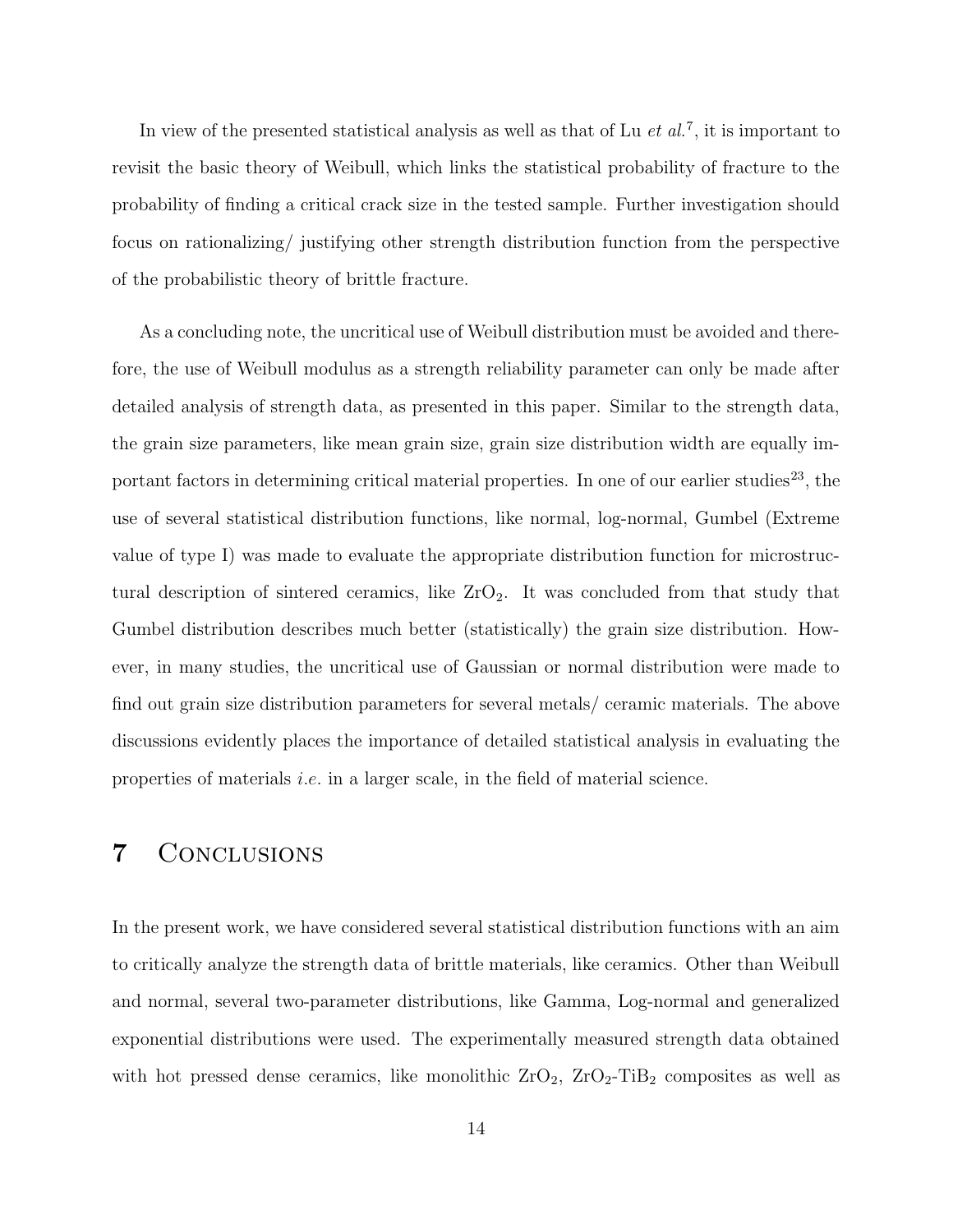In view of the presented statistical analysis as well as that of Lu *et al.*[7], it is important to revisit the basic theory of Weibull, which links the statistical probability of fracture to the probability of finding a critical crack size in the tested sample. Further investigation should focus on rationalizing/ justifying other strength distribution function from the perspective of the probabilistic theory of brittle fracture.

As a concluding note, the uncritical use of Weibull distribution must be avoided and therefore, the use of Weibull modulus as a strength reliability parameter can only be made after detailed analysis of strength data, as presented in this paper. Similar to the strength data, the grain size parameters, like mean grain size, grain size distribution width are equally important factors in determining critical material properties. In one of our earlier studies[23], the use of several statistical distribution functions, like normal, log-normal, Gumbel (Extreme value of type I) was made to evaluate the appropriate distribution function for microstructural description of sintered ceramics, like $ZrO_2$. It was concluded from that study that Gumbel distribution describes much better (statistically) the grain size distribution. However, in many studies, the uncritical use of Gaussian or normal distribution were made to find out grain size distribution parameters for several metals/ ceramic materials. The above discussions evidently places the importance of detailed statistical analysis in evaluating the properties of materials *i.e.* in a larger scale, in the field of material science.

## 7 Conclusions

In the present work, we have considered several statistical distribution functions with an aim to critically analyze the strength data of brittle materials, like ceramics. Other than Weibull and normal, several two-parameter distributions, like Gamma, Log-normal and generalized exponential distributions were used. The experimentally measured strength data obtained with hot pressed dense ceramics, like monolithic $ZrO_2$, $ZrO_2$-$TiB_2$ composites as well as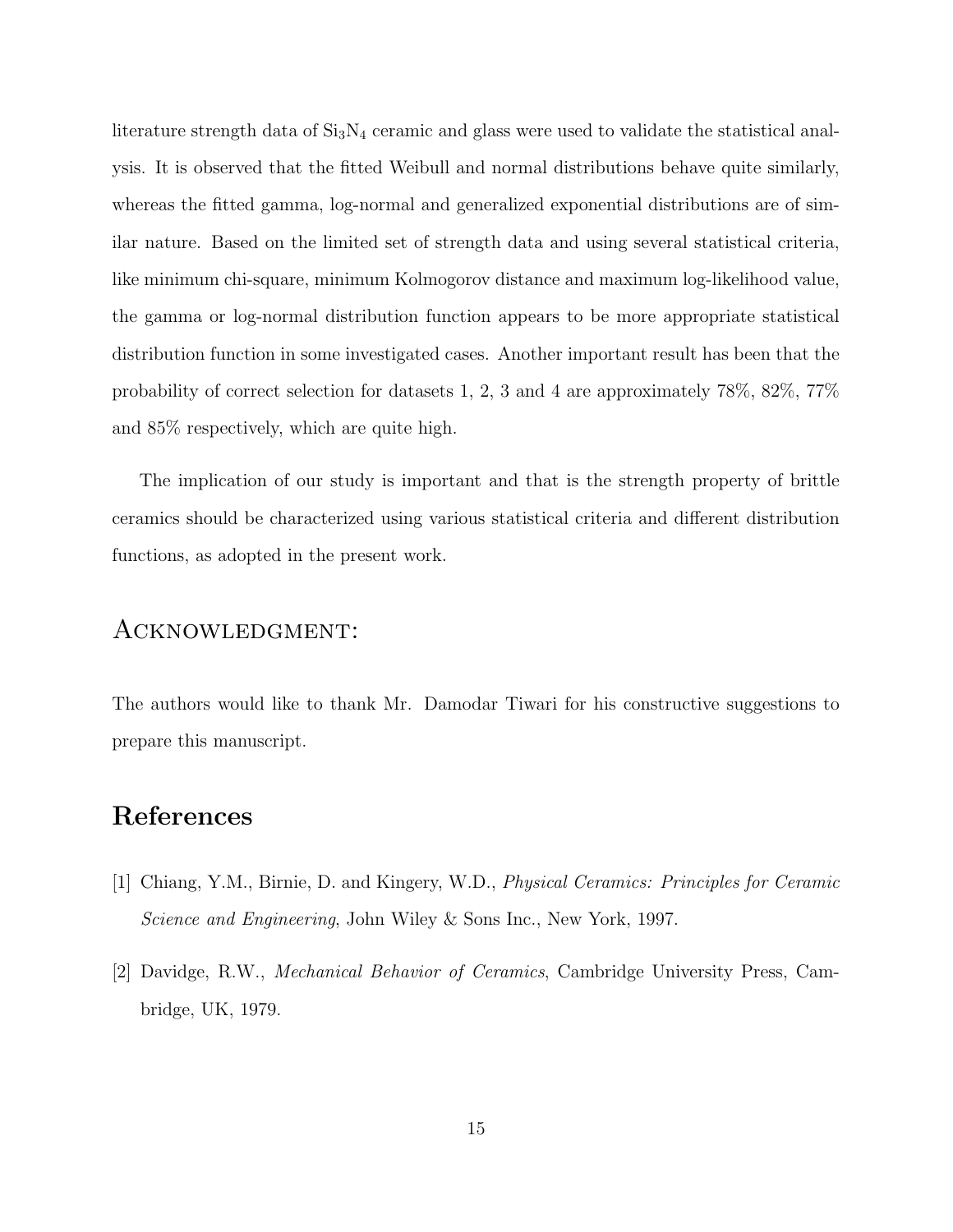literature strength data of $Si_3N_4$ ceramic and glass were used to validate the statistical analysis. It is observed that the fitted Weibull and normal distributions behave quite similarly, whereas the fitted gamma, log-normal and generalized exponential distributions are of similar nature. Based on the limited set of strength data and using several statistical criteria, like minimum chi-square, minimum Kolmogorov distance and maximum log-likelihood value, the gamma or log-normal distribution function appears to be more appropriate statistical distribution function in some investigated cases. Another important result has been that the probability of correct selection for datasets 1, 2, 3 and 4 are approximately 78%, 82%, 77% and 85% respectively, which are quite high.

The implication of our study is important and that is the strength property of brittle ceramics should be characterized using various statistical criteria and different distribution functions, as adopted in the present work.

## Acknowledgment:

The authors would like to thank Mr. Damodar Tiwari for his constructive suggestions to prepare this manuscript.

# References

[1] Chiang, Y.M., Birnie, D. and Kingery, W.D., *Physical Ceramics: Principles for Ceramic Science and Engineering*, John Wiley & Sons Inc., New York, 1997.

[2] Davidge, R.W., *Mechanical Behavior of Ceramics*, Cambridge University Press, Cambridge, UK, 1979.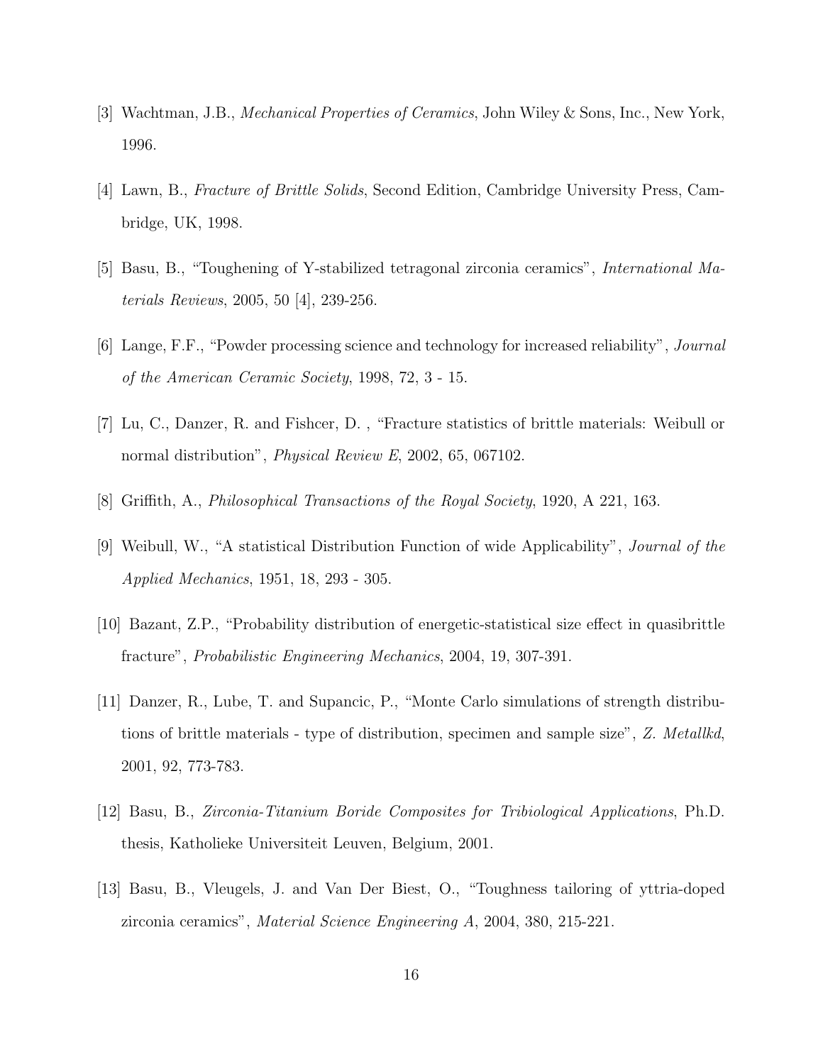[3] Wachtman, J.B., *Mechanical Properties of Ceramics*, John Wiley & Sons, Inc., New York, 1996.

[4] Lawn, B., *Fracture of Brittle Solids*, Second Edition, Cambridge University Press, Cambridge, UK, 1998.

[5] Basu, B., "Toughening of Y-stabilized tetragonal zirconia ceramics", *International Materials Reviews*, 2005, 50 [4], 239-256.

[6] Lange, F.F., "Powder processing science and technology for increased reliability", *Journal of the American Ceramic Society*, 1998, 72, 3 - 15.

[7] Lu, C., Danzer, R. and Fishcer, D. , "Fracture statistics of brittle materials: Weibull or normal distribution", *Physical Review E*, 2002, 65, 067102.

[8] Griffith, A., *Philosophical Transactions of the Royal Society*, 1920, A 221, 163.

[9] Weibull, W., "A statistical Distribution Function of wide Applicability", *Journal of the Applied Mechanics*, 1951, 18, 293 - 305.

[10] Bazant, Z.P., "Probability distribution of energetic-statistical size effect in quasibrittle fracture", *Probabilistic Engineering Mechanics*, 2004, 19, 307-391.

[11] Danzer, R., Lube, T. and Supancic, P., "Monte Carlo simulations of strength distributions of brittle materials - type of distribution, specimen and sample size", *Z. Metallkd*, 2001, 92, 773-783.

[12] Basu, B., *Zirconia-Titanium Boride Composites for Tribiological Applications*, Ph.D. thesis, Katholieke Universiteit Leuven, Belgium, 2001.

[13] Basu, B., Vleugels, J. and Van Der Biest, O., "Toughness tailoring of yttria-doped zirconia ceramics", *Material Science Engineering A*, 2004, 380, 215-221.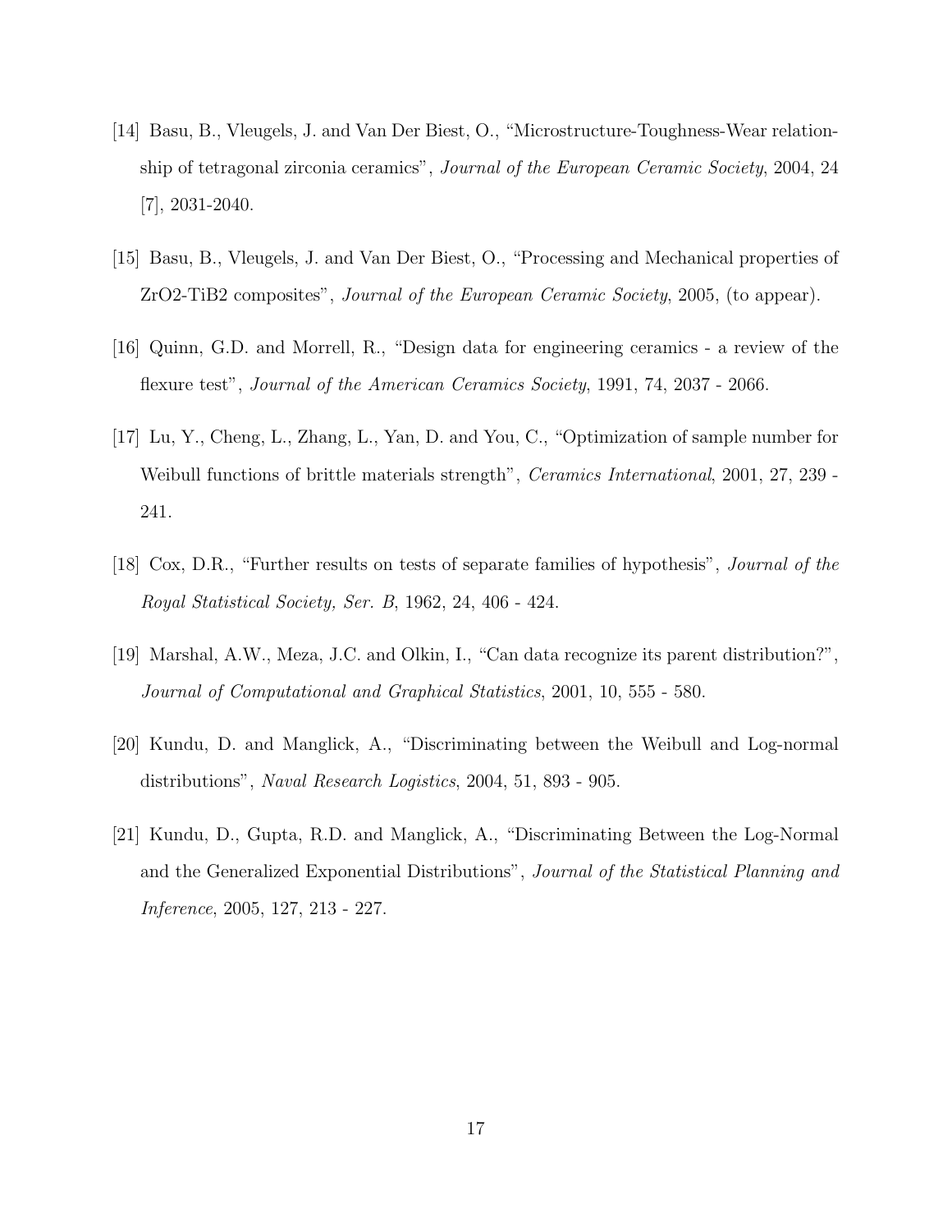[14] Basu, B., Vleugels, J. and Van Der Biest, O., "Microstructure-Toughness-Wear relationship of tetragonal zirconia ceramics", *Journal of the European Ceramic Society*, 2004, 24 [7], 2031-2040.

[15] Basu, B., Vleugels, J. and Van Der Biest, O., "Processing and Mechanical properties of ZrO2-TiB2 composites", *Journal of the European Ceramic Society*, 2005, (to appear).

[16] Quinn, G.D. and Morrell, R., "Design data for engineering ceramics - a review of the flexure test", *Journal of the American Ceramics Society*, 1991, 74, 2037 - 2066.

[17] Lu, Y., Cheng, L., Zhang, L., Yan, D. and You, C., "Optimization of sample number for Weibull functions of brittle materials strength", *Ceramics International*, 2001, 27, 239 - 241.

[18] Cox, D.R., "Further results on tests of separate families of hypothesis", *Journal of the Royal Statistical Society, Ser. B*, 1962, 24, 406 - 424.

[19] Marshal, A.W., Meza, J.C. and Olkin, I., "Can data recognize its parent distribution?", *Journal of Computational and Graphical Statistics*, 2001, 10, 555 - 580.

[20] Kundu, D. and Manglick, A., "Discriminating between the Weibull and Log-normal distributions", *Naval Research Logistics*, 2004, 51, 893 - 905.

[21] Kundu, D., Gupta, R.D. and Manglick, A., "Discriminating Between the Log-Normal and the Generalized Exponential Distributions", *Journal of the Statistical Planning and Inference*, 2005, 127, 213 - 227.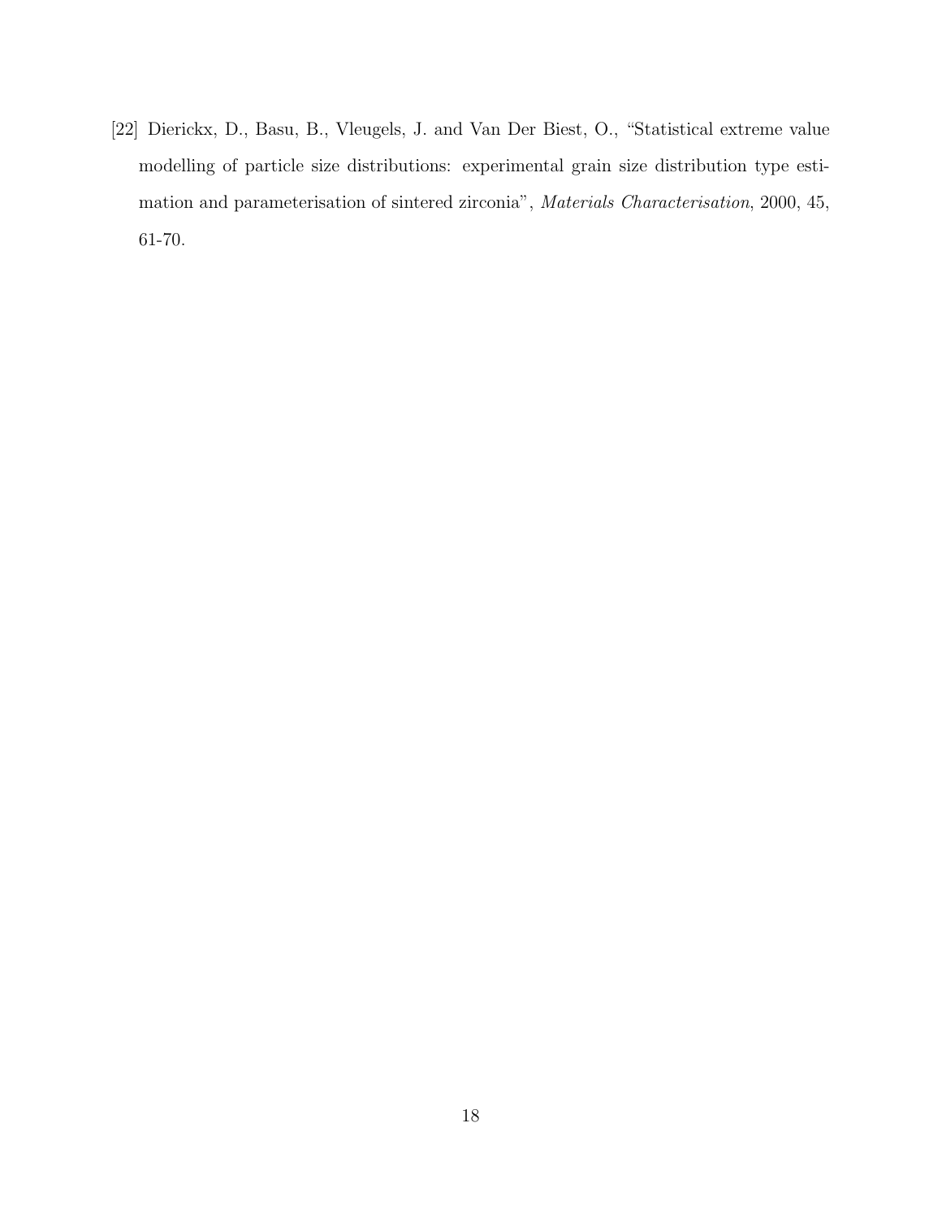[22] Dierickx, D., Basu, B., Vleugels, J. and Van Der Biest, O., "Statistical extreme value modelling of particle size distributions: experimental grain size distribution type estimation and parameterisation of sintered zirconia", *Materials Characterisation*, 2000, 45, 61-70.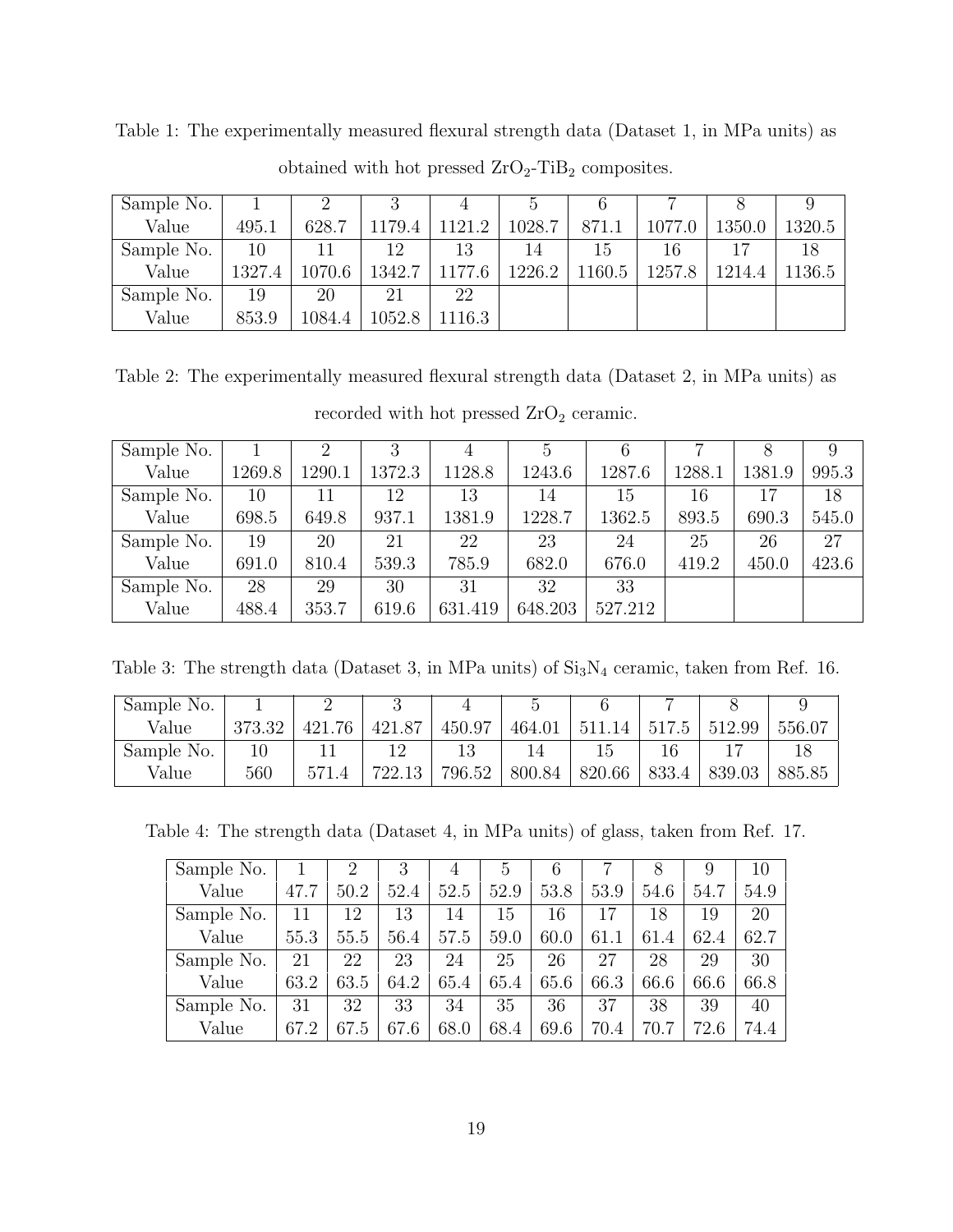Table 1: The experimentally measured flexural strength data (Dataset 1, in MPa units) as obtained with hot pressed $ZrO_2$-$TiB_2$ composites.

| Sample No. | 1 | 2 | 3 | 4 | 5 | 6 | 7 | 8 | 9 |
|---|---|---|---|---|---|---|---|---|---|
| Value | 495.1 | 628.7 | 1179.4 | 1121.2 | 1028.7 | 871.1 | 1077.0 | 1350.0 | 1320.5 |
| Sample No. | 10 | 11 | 12 | 13 | 14 | 15 | 16 | 17 | 18 |
| Value | 1327.4 | 1070.6 | 1342.7 | 1177.6 | 1226.2 | 1160.5 | 1257.8 | 1214.4 | 1136.5 |
| Sample No. | 19 | 20 | 21 | 22 | | | | | |
| Value | 853.9 | 1084.4 | 1052.8 | 1116.3 | | | | | |

Table 2: The experimentally measured flexural strength data (Dataset 2, in MPa units) as recorded with hot pressed $ZrO_2$ ceramic.

| Sample No. | 1 | 2 | 3 | 4 | 5 | 6 | 7 | 8 | 9 |
|---|---|---|---|---|---|---|---|---|---|
| Value | 1269.8 | 1290.1 | 1372.3 | 1128.8 | 1243.6 | 1287.6 | 1288.1 | 1381.9 | 995.3 |
| Sample No. | 10 | 11 | 12 | 13 | 14 | 15 | 16 | 17 | 18 |
| Value | 698.5 | 649.8 | 937.1 | 1381.9 | 1228.7 | 1362.5 | 893.5 | 690.3 | 545.0 |
| Sample No. | 19 | 20 | 21 | 22 | 23 | 24 | 25 | 26 | 27 |
| Value | 691.0 | 810.4 | 539.3 | 785.9 | 682.0 | 676.0 | 419.2 | 450.0 | 423.6 |
| Sample No. | 28 | 29 | 30 | 31 | 32 | 33 | | | |
| Value | 488.4 | 353.7 | 619.6 | 631.419 | 648.203 | 527.212 | | | |

Table 3: The strength data (Dataset 3, in MPa units) of $Si_3N_4$ ceramic, taken from Ref. 16.

| Sample No. | 1 | 2 | 3 | 4 | 5 | 6 | 7 | 8 | 9 |
|---|---|---|---|---|---|---|---|---|---|
| Value | 373.32 | 421.76 | 421.87 | 450.97 | 464.01 | 511.14 | 517.5 | 512.99 | 556.07 |
| Sample No. | 10 | 11 | 12 | 13 | 14 | 15 | 16 | 17 | 18 |
| Value | 560 | 571.4 | 722.13 | 796.52 | 800.84 | 820.66 | 833.4 | 839.03 | 885.85 |

Table 4: The strength data (Dataset 4, in MPa units) of glass, taken from Ref. 17.

| Sample No. | 1 | 2 | 3 | 4 | 5 | 6 | 7 | 8 | 9 | 10 |
|---|---|---|---|---|---|---|---|---|---|---|
| Value | 47.7 | 50.2 | 52.4 | 52.5 | 52.9 | 53.8 | 53.9 | 54.6 | 54.7 | 54.9 |
| Sample No. | 11 | 12 | 13 | 14 | 15 | 16 | 17 | 18 | 19 | 20 |
| Value | 55.3 | 55.5 | 56.4 | 57.5 | 59.0 | 60.0 | 61.1 | 61.4 | 62.4 | 62.7 |
| Sample No. | 21 | 22 | 23 | 24 | 25 | 26 | 27 | 28 | 29 | 30 |
| Value | 63.2 | 63.5 | 64.2 | 65.4 | 65.4 | 65.6 | 66.3 | 66.6 | 66.6 | 66.8 |
| Sample No. | 31 | 32 | 33 | 34 | 35 | 36 | 37 | 38 | 39 | 40 |
| Value | 67.2 | 67.5 | 67.6 | 68.0 | 68.4 | 69.6 | 70.4 | 70.7 | 72.6 | 74.4 |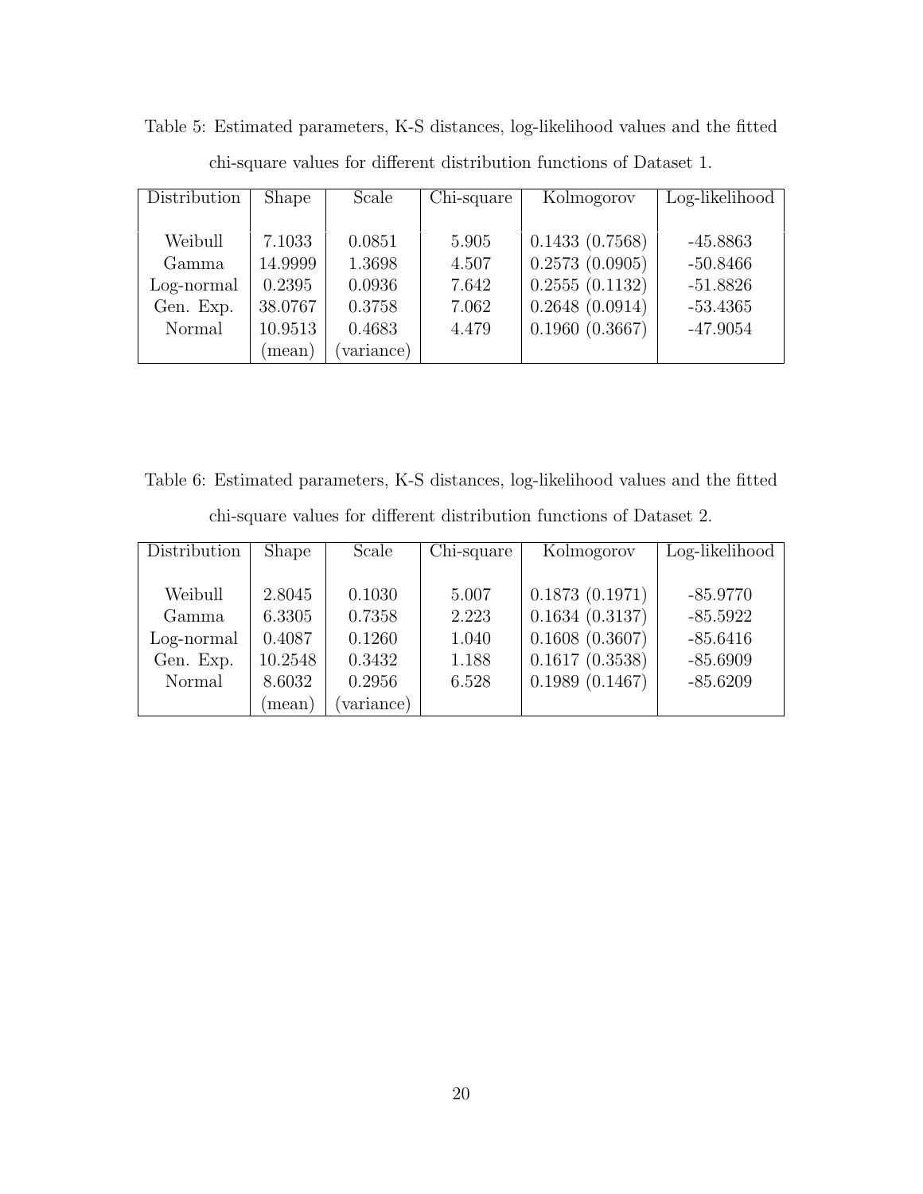Table 5: Estimated parameters, K-S distances, log-likelihood values and the fitted chi-square values for different distribution functions of Dataset 1.

| Distribution | Shape | Scale | Chi-square | Kolmogorov | Log-likelihood |
|---|---|---|---|---|---|
| Weibull | 7.1033 | 0.0851 | 5.905 | 0.1433 (0.7568) | -45.8863 |
| Gamma | 14.9999 | 1.3698 | 4.507 | 0.2573 (0.0905) | -50.8466 |
| Log-normal | 0.2395 | 0.0936 | 7.642 | 0.2555 (0.1132) | -51.8826 |
| Gen. Exp. | 38.0767 | 0.3758 | 7.062 | 0.2648 (0.0914) | -53.4365 |
| Normal | 10.9513 | 0.4683 | 4.479 | 0.1960 (0.3667) | -47.9054 |
| | (mean) | (variance) | | | |

Table 6: Estimated parameters, K-S distances, log-likelihood values and the fitted chi-square values for different distribution functions of Dataset 2.

| Distribution | Shape | Scale | Chi-square | Kolmogorov | Log-likelihood |
|---|---|---|---|---|---|
| Weibull | 2.8045 | 0.1030 | 5.007 | 0.1873 (0.1971) | -85.9770 |
| Gamma | 6.3305 | 0.7358 | 2.223 | 0.1634 (0.3137) | -85.5922 |
| Log-normal | 0.4087 | 0.1260 | 1.040 | 0.1608 (0.3607) | -85.6416 |
| Gen. Exp. | 10.2548 | 0.3432 | 1.188 | 0.1617 (0.3538) | -85.6909 |
| Normal | 8.6032 | 0.2956 | 6.528 | 0.1989 (0.1467) | -85.6209 |
| | (mean) | (variance) | | | |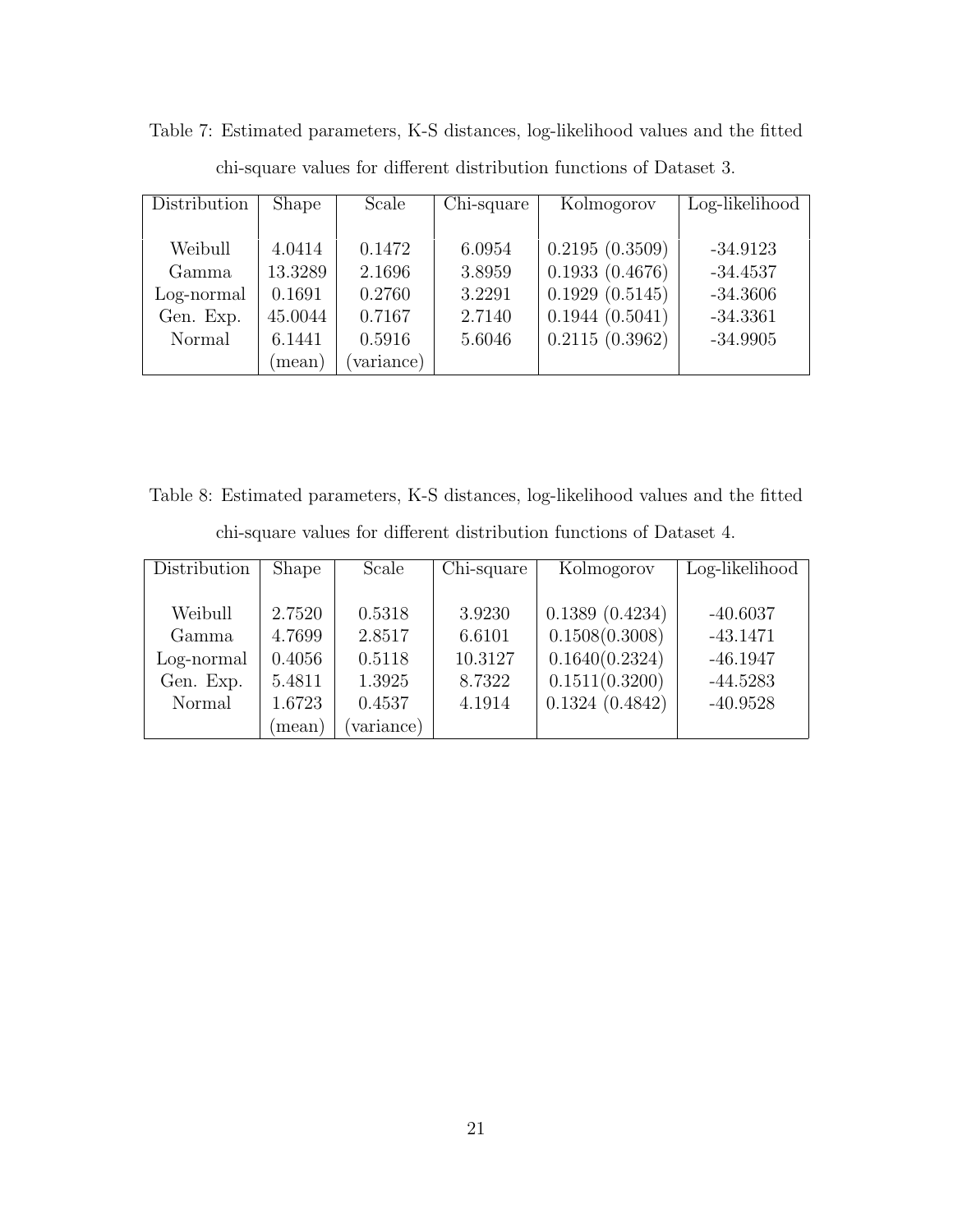Table 7: Estimated parameters, K-S distances, log-likelihood values and the fitted chi-square values for different distribution functions of Dataset 3.

| Distribution | Shape | Scale | Chi-square | Kolmogorov | Log-likelihood |
|---|---|---|---|---|---|
| Weibull | 4.0414 | 0.1472 | 6.0954 | 0.2195 (0.3509) | -34.9123 |
| Gamma | 13.3289 | 2.1696 | 3.8959 | 0.1933 (0.4676) | -34.4537 |
| Log-normal | 0.1691 | 0.2760 | 3.2291 | 0.1929 (0.5145) | -34.3606 |
| Gen. Exp. | 45.0044 | 0.7167 | 2.7140 | 0.1944 (0.5041) | -34.3361 |
| Normal | 6.1441 | 0.5916 | 5.6046 | 0.2115 (0.3962) | -34.9905 |
| | (mean) | (variance) | | | |

Table 8: Estimated parameters, K-S distances, log-likelihood values and the fitted chi-square values for different distribution functions of Dataset 4.

| Distribution | Shape | Scale | Chi-square | Kolmogorov | Log-likelihood |
|---|---|---|---|---|---|
| Weibull | 2.7520 | 0.5318 | 3.9230 | 0.1389 (0.4234) | -40.6037 |
| Gamma | 4.7699 | 2.8517 | 6.6101 | 0.1508(0.3008) | -43.1471 |
| Log-normal | 0.4056 | 0.5118 | 10.3127 | 0.1640(0.2324) | -46.1947 |
| Gen. Exp. | 5.4811 | 1.3925 | 8.7322 | 0.1511(0.3200) | -44.5283 |
| Normal | 1.6723 | 0.4537 | 4.1914 | 0.1324 (0.4842) | -40.9528 |
| | (mean) | (variance) | | | |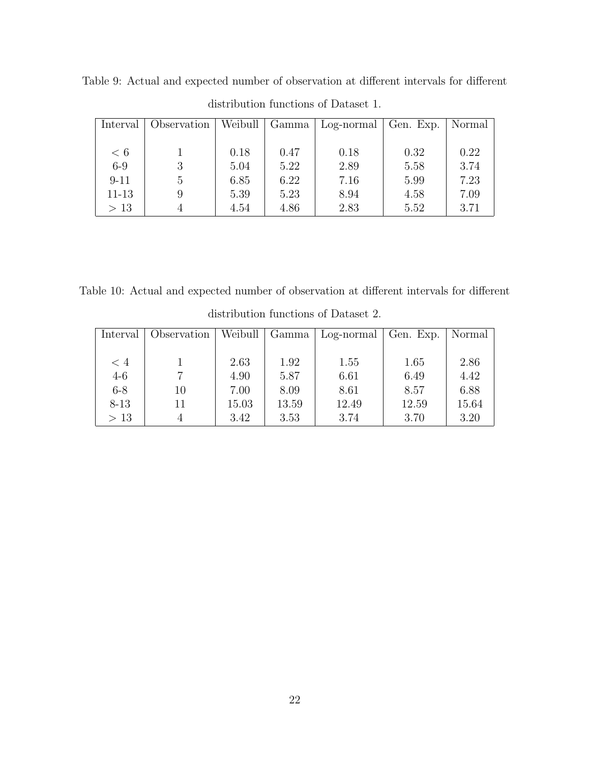Table 9: Actual and expected number of observation at different intervals for different distribution functions of Dataset 1.

| Interval | Observation | Weibull | Gamma | Log-normal | Gen. Exp. | Normal |
|---|---|---|---|---|---|---|
| $< 6$ | 1 | 0.18 | 0.47 | 0.18 | 0.32 | 0.22 |
| 6-9 | 3 | 5.04 | 5.22 | 2.89 | 5.58 | 3.74 |
| 9-11 | 5 | 6.85 | 6.22 | 7.16 | 5.99 | 7.23 |
| 11-13 | 9 | 5.39 | 5.23 | 8.94 | 4.58 | 7.09 |
| $> 13$ | 4 | 4.54 | 4.86 | 2.83 | 5.52 | 3.71 |

Table 10: Actual and expected number of observation at different intervals for different distribution functions of Dataset 2.

| Interval | Observation | Weibull | Gamma | Log-normal | Gen. Exp. | Normal |
|---|---|---|---|---|---|---|
| $< 4$ | 1 | 2.63 | 1.92 | 1.55 | 1.65 | 2.86 |
| 4-6 | 7 | 4.90 | 5.87 | 6.61 | 6.49 | 4.42 |
| 6-8 | 10 | 7.00 | 8.09 | 8.61 | 8.57 | 6.88 |
| 8-13 | 11 | 15.03 | 13.59 | 12.49 | 12.59 | 15.64 |
| $> 13$ | 4 | 3.42 | 3.53 | 3.74 | 3.70 | 3.20 |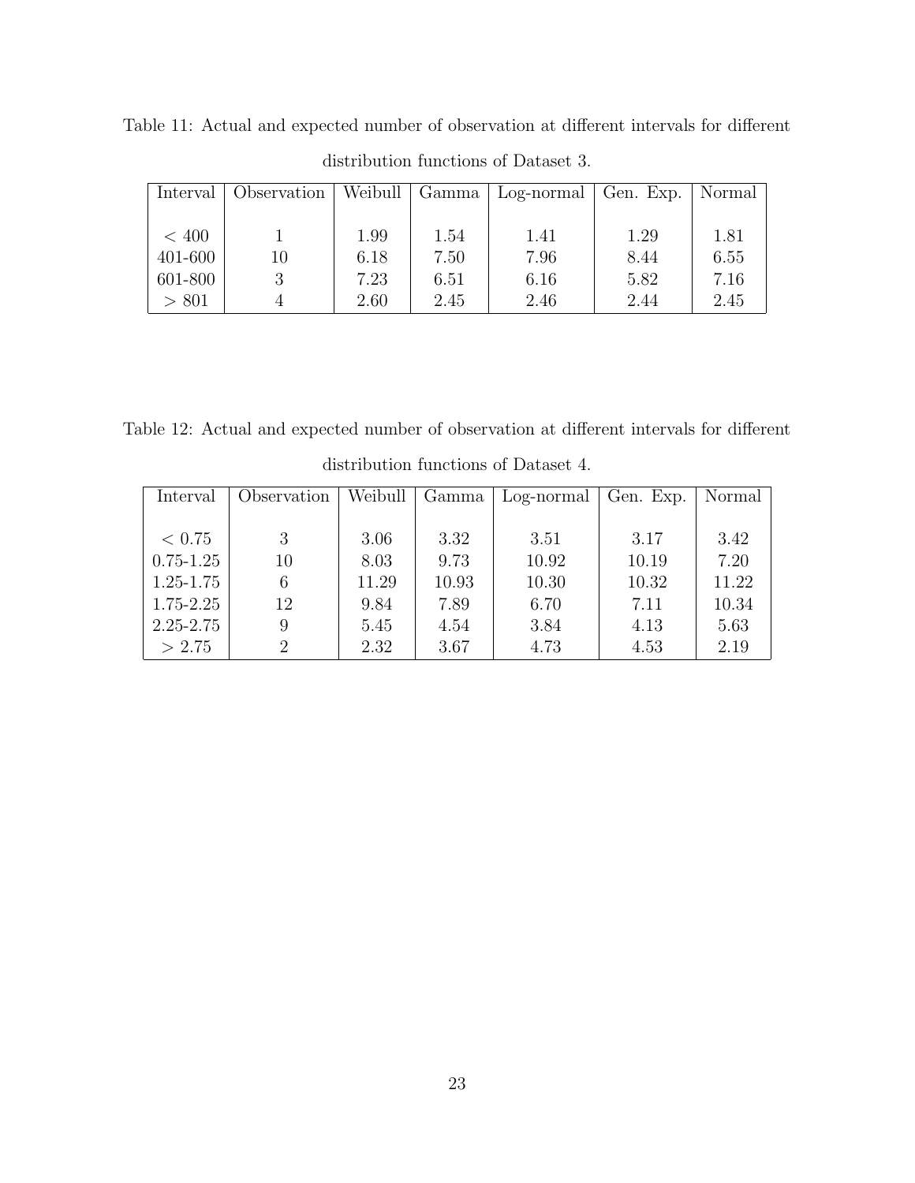Table 11: Actual and expected number of observation at different intervals for different distribution functions of Dataset 3.

| Interval | Observation | Weibull | Gamma | Log-normal | Gen. Exp. | Normal |
|---|---|---|---|---|---|---|
| $< 400$ | 1 | 1.99 | 1.54 | 1.41 | 1.29 | 1.81 |
| 401-600 | 10 | 6.18 | 7.50 | 7.96 | 8.44 | 6.55 |
| 601-800 | 3 | 7.23 | 6.51 | 6.16 | 5.82 | 7.16 |
| $> 801$ | 4 | 2.60 | 2.45 | 2.46 | 2.44 | 2.45 |

Table 12: Actual and expected number of observation at different intervals for different distribution functions of Dataset 4.

| Interval | Observation | Weibull | Gamma | Log-normal | Gen. Exp. | Normal |
|---|---|---|---|---|---|---|
| $< 0.75$ | 3 | 3.06 | 3.32 | 3.51 | 3.17 | 3.42 |
| 0.75-1.25 | 10 | 8.03 | 9.73 | 10.92 | 10.19 | 7.20 |
| 1.25-1.75 | 6 | 11.29 | 10.93 | 10.30 | 10.32 | 11.22 |
| 1.75-2.25 | 12 | 9.84 | 7.89 | 6.70 | 7.11 | 10.34 |
| 2.25-2.75 | 9 | 5.45 | 4.54 | 3.84 | 4.13 | 5.63 |
| $> 2.75$ | 2 | 2.32 | 3.67 | 4.73 | 4.53 | 2.19 |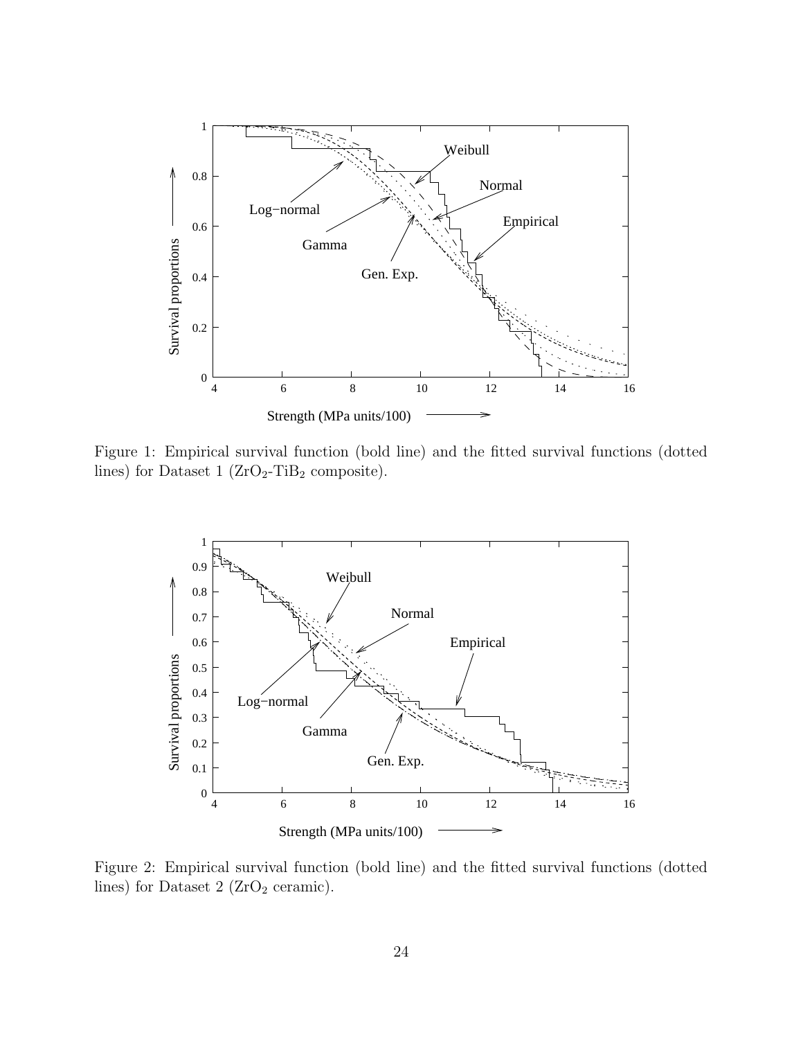Figure 1: Empirical survival function (bold line) and the fitted survival functions (dotted lines) for Dataset 1 ($ZrO_2$-$TiB_2$ composite).

Figure 2: Empirical survival function (bold line) and the fitted survival functions (dotted lines) for Dataset 2 ($ZrO_2$ ceramic).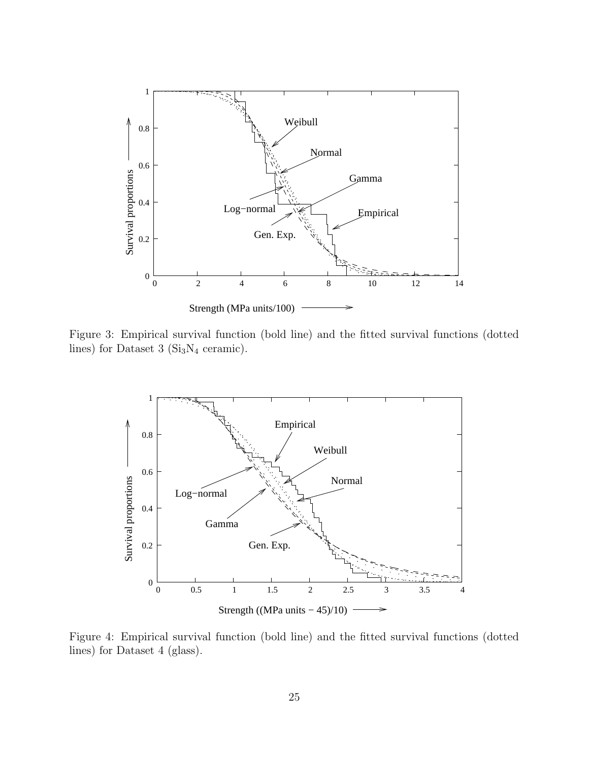1

0.8

0.6

0.4

0.2

0

0 2 4 6 8 10 12 14

Survival proportions

Strength (MPa units/100)

Weibull

Normal

Gamma

Log−normal

Empirical

Gen. Exp.

Figure 3: Empirical survival function (bold line) and the fitted survival functions (dotted lines) for Dataset 3 ($Si_3N_4$ ceramic).

1

0.8

0.6

0.4

0.2

0

0 0.5 1 1.5 2 2.5 3 3.5 4

Survival proportions

Strength ((MPa units − 45)/10)

Empirical

Weibull

Normal

Log−normal

Gamma

Gen. Exp.

Figure 4: Empirical survival function (bold line) and the fitted survival functions (dotted lines) for Dataset 4 (glass).